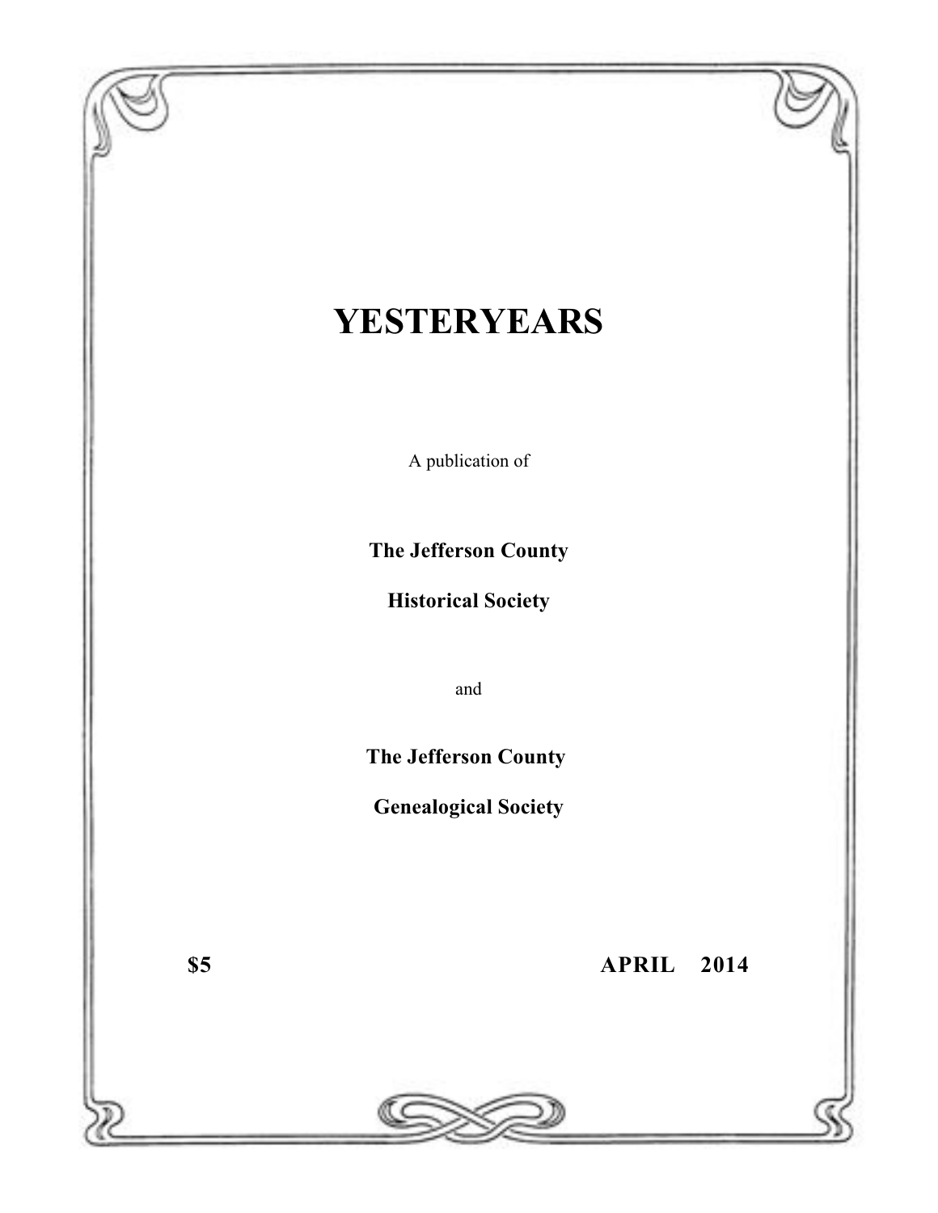# YESTERYEARS

A publication of

**The Jefferson County**

**Historical Society**

and

**The Jefferson County**

**Genealogical Society**

**$5** **APRIL 2014**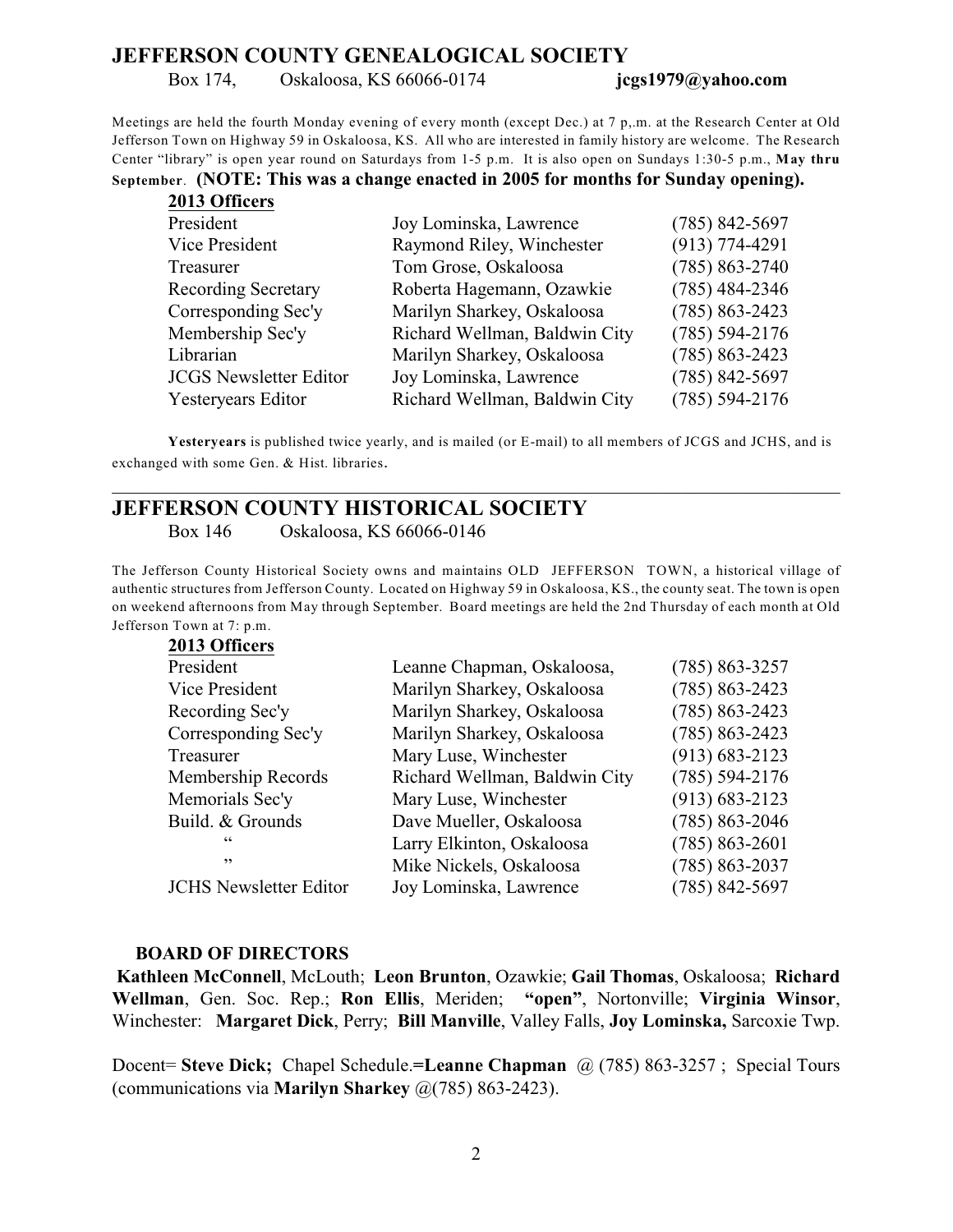# JEFFERSON COUNTY GENEALOGICAL SOCIETY

Box 174, Oskaloosa, KS 66066-0174 **jcgs1979@yahoo.com**

Meetings are held the fourth Monday evening of every month (except Dec.) at 7 p,.m. at the Research Center at Old Jefferson Town on Highway 59 in Oskaloosa, KS. All who are interested in family history are welcome. The Research Center "library" is open year round on Saturdays from 1-5 p.m. It is also open on Sundays 1:30-5 p.m., **May thru September**. **(NOTE: This was a change enacted in 2005 for months for Sunday opening).**

**2013 Officers**

| | | |
|---|---|---|
| President | Joy Lominska, Lawrence | (785) 842-5697 |
| Vice President | Raymond Riley, Winchester | (913) 774-4291 |
| Treasurer | Tom Grose, Oskaloosa | (785) 863-2740 |
| Recording Secretary | Roberta Hagemann, Ozawkie | (785) 484-2346 |
| Corresponding Sec'y | Marilyn Sharkey, Oskaloosa | (785) 863-2423 |
| Membership Sec'y | Richard Wellman, Baldwin City | (785) 594-2176 |
| Librarian | Marilyn Sharkey, Oskaloosa | (785) 863-2423 |
| JCGS Newsletter Editor | Joy Lominska, Lawrence | (785) 842-5697 |
| Yesteryears Editor | Richard Wellman, Baldwin City | (785) 594-2176 |

**Yesteryears** is published twice yearly, and is mailed (or E-mail) to all members of JCGS and JCHS, and is exchanged with some Gen. & Hist. libraries.

---

# JEFFERSON COUNTY HISTORICAL SOCIETY

Box 146 Oskaloosa, KS 66066-0146

The Jefferson County Historical Society owns and maintains OLD JEFFERSON TOWN, a historical village of authentic structures from Jefferson County. Located on Highway 59 in Oskaloosa, KS., the county seat. The town is open on weekend afternoons from May through September. Board meetings are held the 2nd Thursday of each month at Old Jefferson Town at 7: p.m.

**2013 Officers**

| | | |
|---|---|---|
| President | Leanne Chapman, Oskaloosa, | (785) 863-3257 |
| Vice President | Marilyn Sharkey, Oskaloosa | (785) 863-2423 |
| Recording Sec'y | Marilyn Sharkey, Oskaloosa | (785) 863-2423 |
| Corresponding Sec'y | Marilyn Sharkey, Oskaloosa | (785) 863-2423 |
| Treasurer | Mary Luse, Winchester | (913) 683-2123 |
| Membership Records | Richard Wellman, Baldwin City | (785) 594-2176 |
| Memorials Sec'y | Mary Luse, Winchester | (913) 683-2123 |
| Build. & Grounds | Dave Mueller, Oskaloosa | (785) 863-2046 |
| " | Larry Elkinton, Oskaloosa | (785) 863-2601 |
| " | Mike Nickels, Oskaloosa | (785) 863-2037 |
| JCHS Newsletter Editor | Joy Lominska, Lawrence | (785) 842-5697 |

**BOARD OF DIRECTORS**

**Kathleen McConnell**, McLouth; **Leon Brunton**, Ozawkie; **Gail Thomas**, Oskaloosa; **Richard Wellman**, Gen. Soc. Rep.; **Ron Ellis**, Meriden; **"open"**, Nortonville; **Virginia Winsor**, Winchester: **Margaret Dick**, Perry; **Bill Manville**, Valley Falls, **Joy Lominska,** Sarcoxie Twp.

Docent= **Steve Dick;** Chapel Schedule.=**Leanne Chapman** @ (785) 863-3257 ; Special Tours (communications via **Marilyn Sharkey** @(785) 863-2423).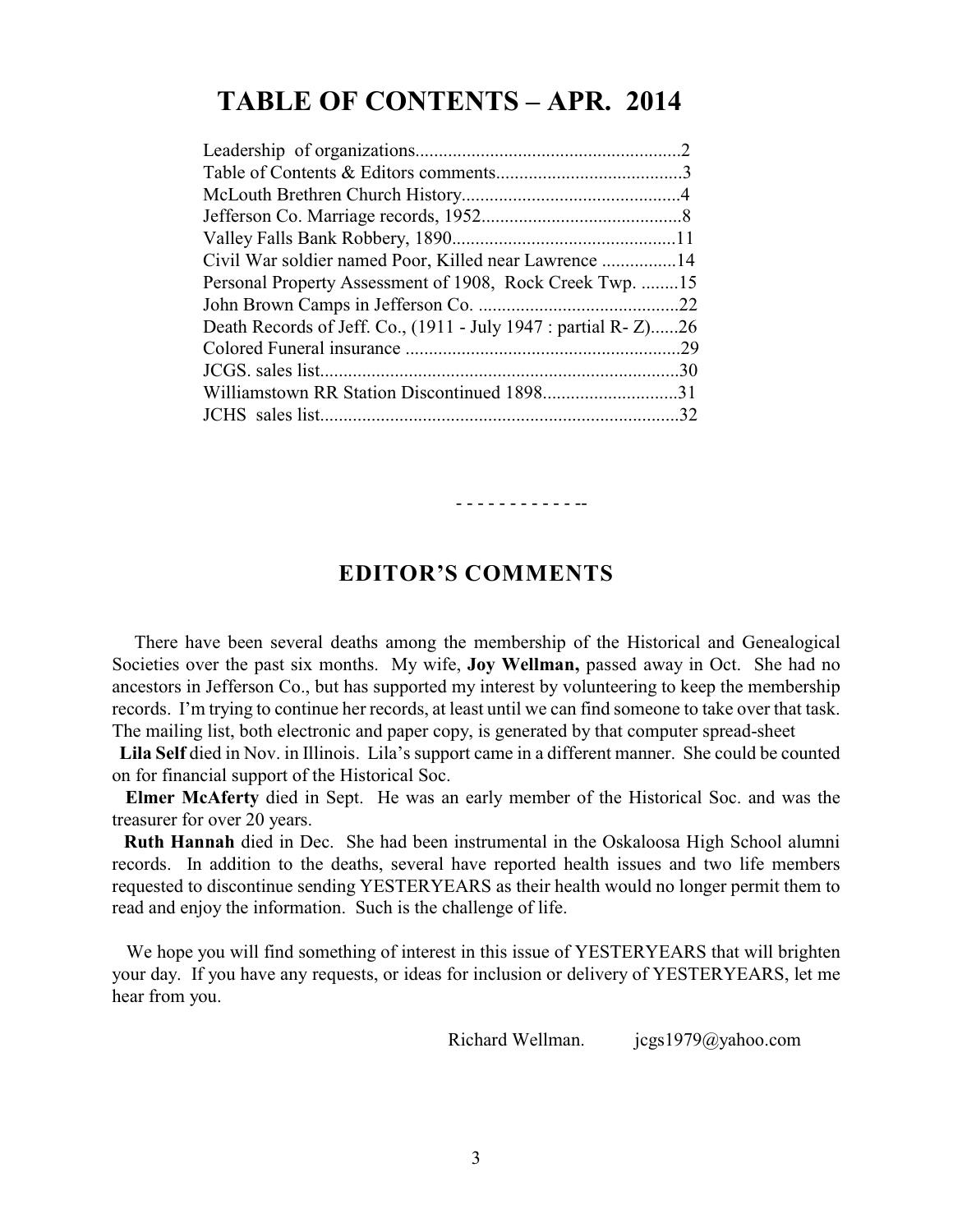# TABLE OF CONTENTS – APR. 2014

Leadership of organizations.........................................................2
Table of Contents & Editors comments........................................3
McLouth Brethren Church History...............................................4
Jefferson Co. Marriage records, 1952...........................................8
Valley Falls Bank Robbery, 1890................................................11
Civil War soldier named Poor, Killed near Lawrence ................14
Personal Property Assessment of 1908, Rock Creek Twp. ........15
John Brown Camps in Jefferson Co. ...........................................22
Death Records of Jeff. Co., (1911 - July 1947 : partial R- Z)......26
Colored Funeral insurance ...........................................................29
JCGS. sales list.............................................................................30
Williamstown RR Station Discontinued 1898.............................31
JCHS sales list..............................................................................32

- - - - - - - - - - - --

## EDITOR'S COMMENTS

There have been several deaths among the membership of the Historical and Genealogical Societies over the past six months. My wife, **Joy Wellman,** passed away in Oct. She had no ancestors in Jefferson Co., but has supported my interest by volunteering to keep the membership records. I'm trying to continue her records, at least until we can find someone to take over that task. The mailing list, both electronic and paper copy, is generated by that computer spread-sheet

**Lila Self** died in Nov. in Illinois. Lila's support came in a different manner. She could be counted on for financial support of the Historical Soc.

**Elmer McAferty** died in Sept. He was an early member of the Historical Soc. and was the treasurer for over 20 years.

**Ruth Hannah** died in Dec. She had been instrumental in the Oskaloosa High School alumni records. In addition to the deaths, several have reported health issues and two life members requested to discontinue sending YESTERYEARS as their health would no longer permit them to read and enjoy the information. Such is the challenge of life.

We hope you will find something of interest in this issue of YESTERYEARS that will brighten your day. If you have any requests, or ideas for inclusion or delivery of YESTERYEARS, let me hear from you.

Richard Wellman. jcgs1979@yahoo.com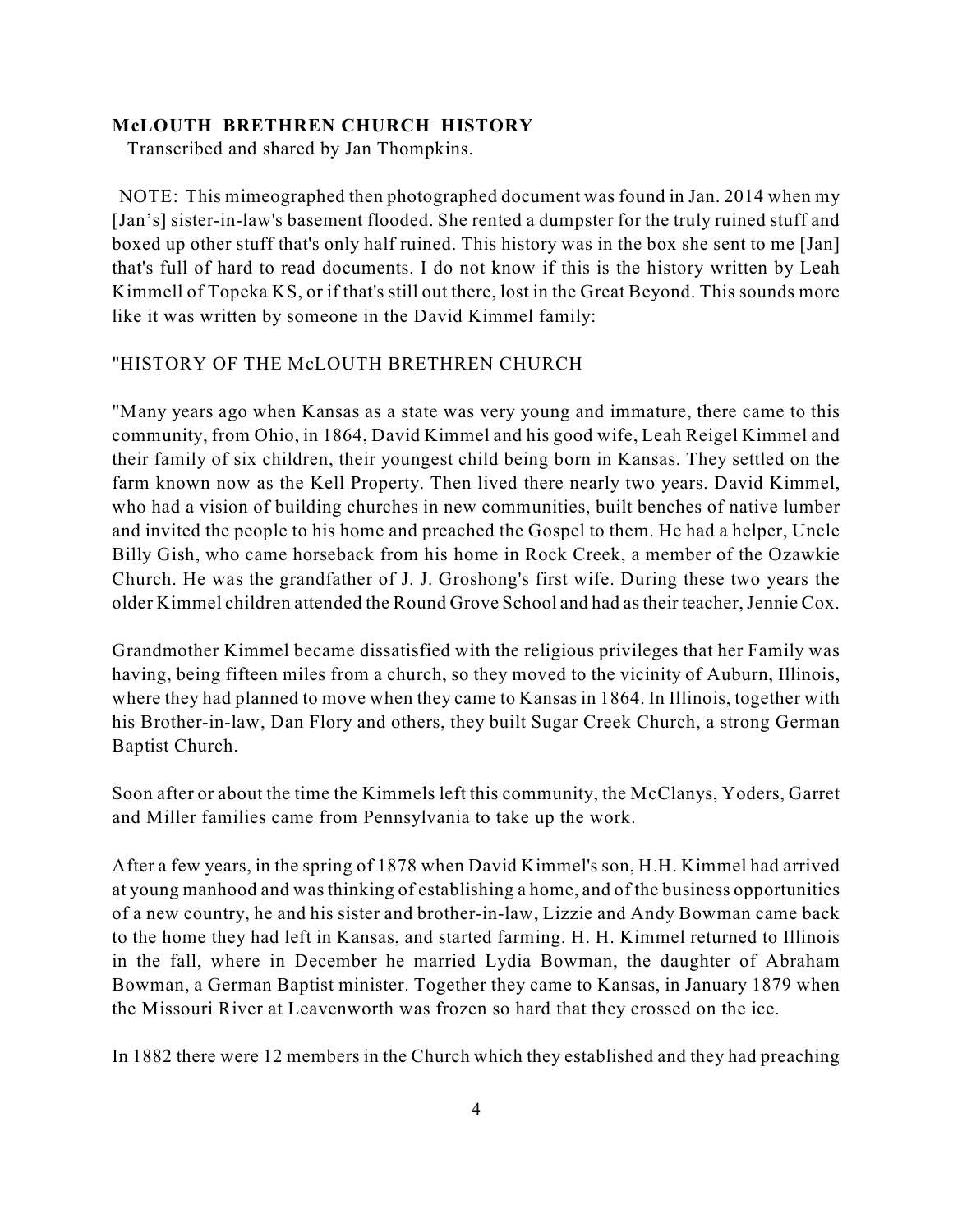**McLOUTH BRETHREN CHURCH HISTORY**
Transcribed and shared by Jan Thompkins.

NOTE: This mimeographed then photographed document was found in Jan. 2014 when my [Jan's] sister-in-law's basement flooded. She rented a dumpster for the truly ruined stuff and boxed up other stuff that's only half ruined. This history was in the box she sent to me [Jan] that's full of hard to read documents. I do not know if this is the history written by Leah Kimmell of Topeka KS, or if that's still out there, lost in the Great Beyond. This sounds more like it was written by someone in the David Kimmel family:

"HISTORY OF THE McLOUTH BRETHREN CHURCH

"Many years ago when Kansas as a state was very young and immature, there came to this community, from Ohio, in 1864, David Kimmel and his good wife, Leah Reigel Kimmel and their family of six children, their youngest child being born in Kansas. They settled on the farm known now as the Kell Property. Then lived there nearly two years. David Kimmel, who had a vision of building churches in new communities, built benches of native lumber and invited the people to his home and preached the Gospel to them. He had a helper, Uncle Billy Gish, who came horseback from his home in Rock Creek, a member of the Ozawkie Church. He was the grandfather of J. J. Groshong's first wife. During these two years the older Kimmel children attended the Round Grove School and had as their teacher, Jennie Cox.

Grandmother Kimmel became dissatisfied with the religious privileges that her Family was having, being fifteen miles from a church, so they moved to the vicinity of Auburn, Illinois, where they had planned to move when they came to Kansas in 1864. In Illinois, together with his Brother-in-law, Dan Flory and others, they built Sugar Creek Church, a strong German Baptist Church.

Soon after or about the time the Kimmels left this community, the McClanys, Yoders, Garret and Miller families came from Pennsylvania to take up the work.

After a few years, in the spring of 1878 when David Kimmel's son, H.H. Kimmel had arrived at young manhood and was thinking of establishing a home, and of the business opportunities of a new country, he and his sister and brother-in-law, Lizzie and Andy Bowman came back to the home they had left in Kansas, and started farming. H. H. Kimmel returned to Illinois in the fall, where in December he married Lydia Bowman, the daughter of Abraham Bowman, a German Baptist minister. Together they came to Kansas, in January 1879 when the Missouri River at Leavenworth was frozen so hard that they crossed on the ice.

In 1882 there were 12 members in the Church which they established and they had preaching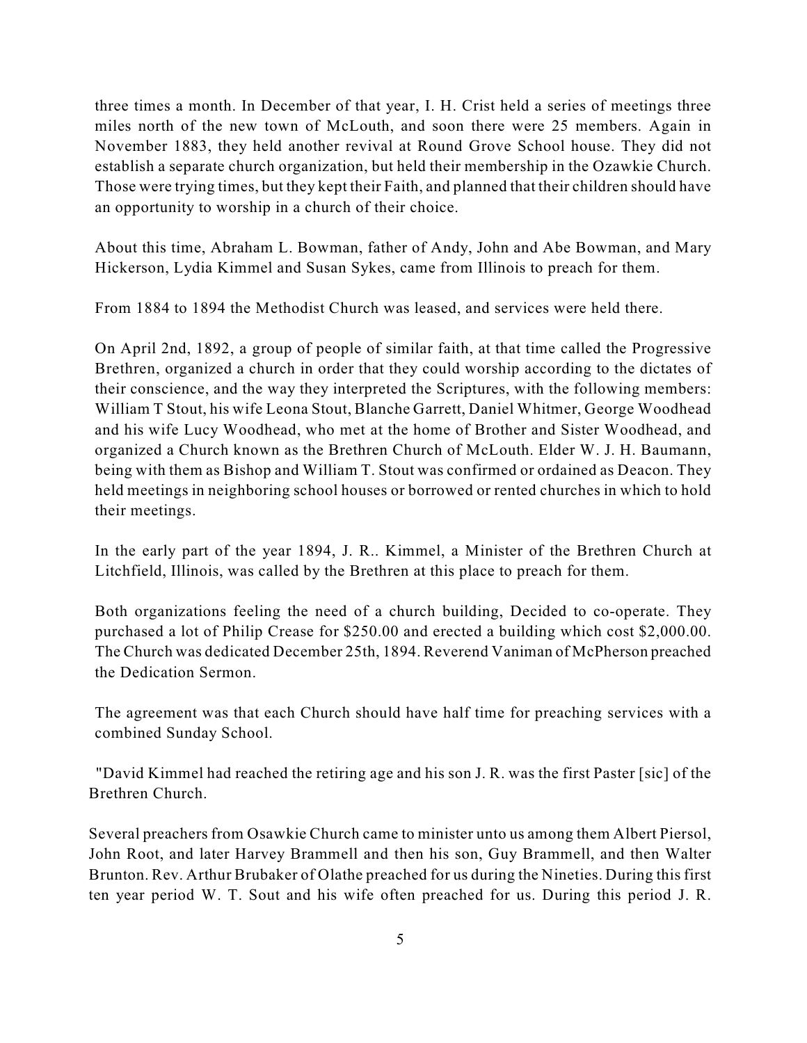three times a month. In December of that year, I. H. Crist held a series of meetings three miles north of the new town of McLouth, and soon there were 25 members. Again in November 1883, they held another revival at Round Grove School house. They did not establish a separate church organization, but held their membership in the Ozawkie Church. Those were trying times, but they kept their Faith, and planned that their children should have an opportunity to worship in a church of their choice.

About this time, Abraham L. Bowman, father of Andy, John and Abe Bowman, and Mary Hickerson, Lydia Kimmel and Susan Sykes, came from Illinois to preach for them.

From 1884 to 1894 the Methodist Church was leased, and services were held there.

On April 2nd, 1892, a group of people of similar faith, at that time called the Progressive Brethren, organized a church in order that they could worship according to the dictates of their conscience, and the way they interpreted the Scriptures, with the following members: William T Stout, his wife Leona Stout, Blanche Garrett, Daniel Whitmer, George Woodhead and his wife Lucy Woodhead, who met at the home of Brother and Sister Woodhead, and organized a Church known as the Brethren Church of McLouth. Elder W. J. H. Baumann, being with them as Bishop and William T. Stout was confirmed or ordained as Deacon. They held meetings in neighboring school houses or borrowed or rented churches in which to hold their meetings.

In the early part of the year 1894, J. R.. Kimmel, a Minister of the Brethren Church at Litchfield, Illinois, was called by the Brethren at this place to preach for them.

Both organizations feeling the need of a church building, Decided to co-operate. They purchased a lot of Philip Crease for $250.00 and erected a building which cost $2,000.00. The Church was dedicated December 25th, 1894. Reverend Vaniman of McPherson preached the Dedication Sermon.

The agreement was that each Church should have half time for preaching services with a combined Sunday School.

"David Kimmel had reached the retiring age and his son J. R. was the first Paster [sic] of the Brethren Church.

Several preachers from Osawkie Church came to minister unto us among them Albert Piersol, John Root, and later Harvey Brammell and then his son, Guy Brammell, and then Walter Brunton. Rev. Arthur Brubaker of Olathe preached for us during the Nineties. During this first ten year period W. T. Sout and his wife often preached for us. During this period J. R.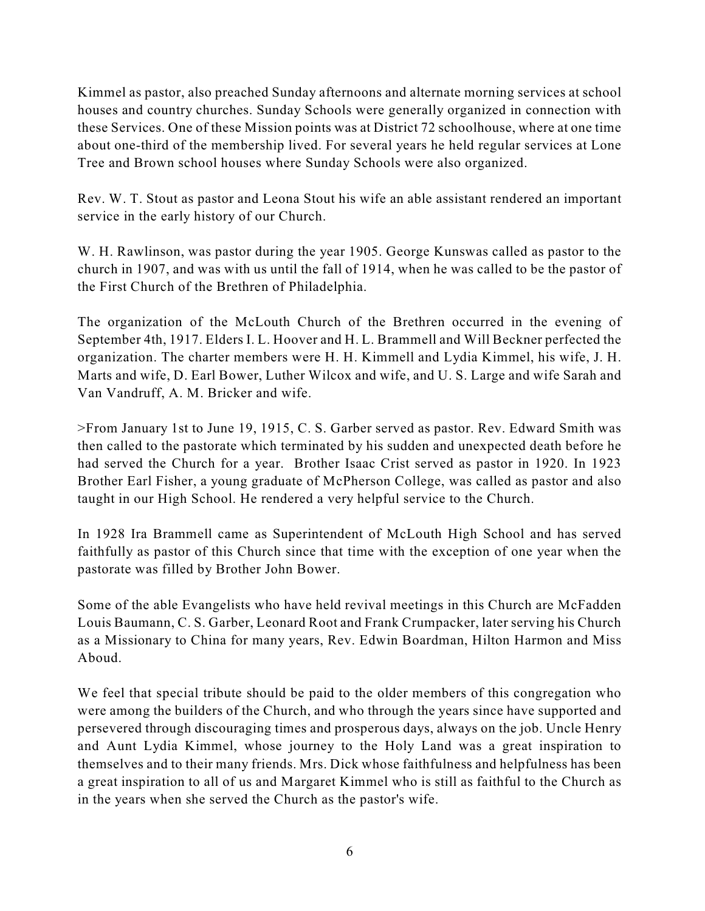Kimmel as pastor, also preached Sunday afternoons and alternate morning services at school houses and country churches. Sunday Schools were generally organized in connection with these Services. One of these Mission points was at District 72 schoolhouse, where at one time about one-third of the membership lived. For several years he held regular services at Lone Tree and Brown school houses where Sunday Schools were also organized.

Rev. W. T. Stout as pastor and Leona Stout his wife an able assistant rendered an important service in the early history of our Church.

W. H. Rawlinson, was pastor during the year 1905. George Kunswas called as pastor to the church in 1907, and was with us until the fall of 1914, when he was called to be the pastor of the First Church of the Brethren of Philadelphia.

The organization of the McLouth Church of the Brethren occurred in the evening of September 4th, 1917. Elders I. L. Hoover and H. L. Brammell and Will Beckner perfected the organization. The charter members were H. H. Kimmell and Lydia Kimmel, his wife, J. H. Marts and wife, D. Earl Bower, Luther Wilcox and wife, and U. S. Large and wife Sarah and Van Vandruff, A. M. Bricker and wife.

>From January 1st to June 19, 1915, C. S. Garber served as pastor. Rev. Edward Smith was then called to the pastorate which terminated by his sudden and unexpected death before he had served the Church for a year. Brother Isaac Crist served as pastor in 1920. In 1923 Brother Earl Fisher, a young graduate of McPherson College, was called as pastor and also taught in our High School. He rendered a very helpful service to the Church.

In 1928 Ira Brammell came as Superintendent of McLouth High School and has served faithfully as pastor of this Church since that time with the exception of one year when the pastorate was filled by Brother John Bower.

Some of the able Evangelists who have held revival meetings in this Church are McFadden Louis Baumann, C. S. Garber, Leonard Root and Frank Crumpacker, later serving his Church as a Missionary to China for many years, Rev. Edwin Boardman, Hilton Harmon and Miss Aboud.

We feel that special tribute should be paid to the older members of this congregation who were among the builders of the Church, and who through the years since have supported and persevered through discouraging times and prosperous days, always on the job. Uncle Henry and Aunt Lydia Kimmel, whose journey to the Holy Land was a great inspiration to themselves and to their many friends. Mrs. Dick whose faithfulness and helpfulness has been a great inspiration to all of us and Margaret Kimmel who is still as faithful to the Church as in the years when she served the Church as the pastor's wife.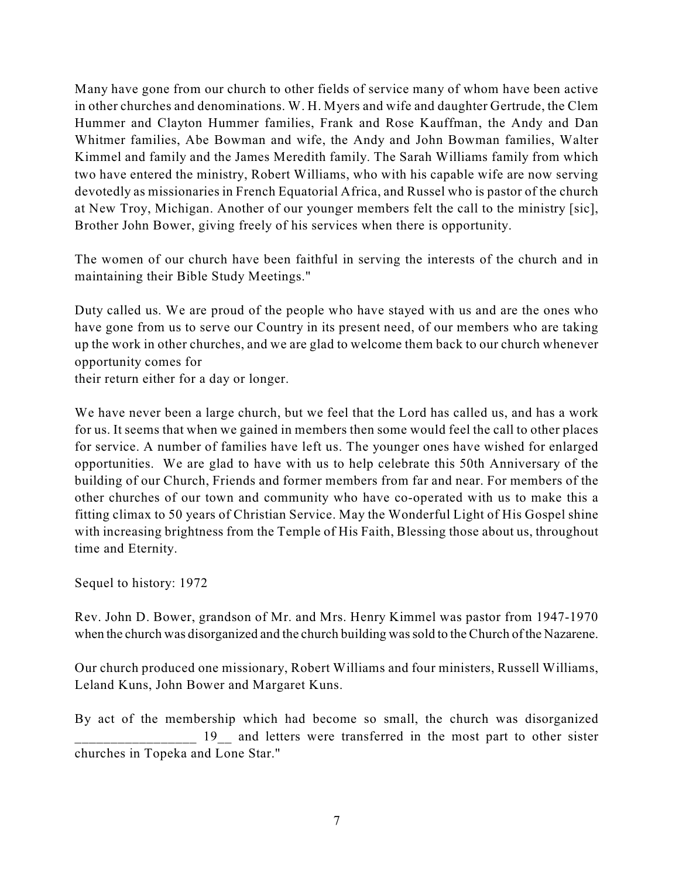Many have gone from our church to other fields of service many of whom have been active in other churches and denominations. W. H. Myers and wife and daughter Gertrude, the Clem Hummer and Clayton Hummer families, Frank and Rose Kauffman, the Andy and Dan Whitmer families, Abe Bowman and wife, the Andy and John Bowman families, Walter Kimmel and family and the James Meredith family. The Sarah Williams family from which two have entered the ministry, Robert Williams, who with his capable wife are now serving devotedly as missionaries in French Equatorial Africa, and Russel who is pastor of the church at New Troy, Michigan. Another of our younger members felt the call to the ministry [sic], Brother John Bower, giving freely of his services when there is opportunity.

The women of our church have been faithful in serving the interests of the church and in maintaining their Bible Study Meetings."

Duty called us. We are proud of the people who have stayed with us and are the ones who have gone from us to serve our Country in its present need, of our members who are taking up the work in other churches, and we are glad to welcome them back to our church whenever opportunity comes for
their return either for a day or longer.

We have never been a large church, but we feel that the Lord has called us, and has a work for us. It seems that when we gained in members then some would feel the call to other places for service. A number of families have left us. The younger ones have wished for enlarged opportunities. We are glad to have with us to help celebrate this 50th Anniversary of the building of our Church, Friends and former members from far and near. For members of the other churches of our town and community who have co-operated with us to make this a fitting climax to 50 years of Christian Service. May the Wonderful Light of His Gospel shine with increasing brightness from the Temple of His Faith, Blessing those about us, throughout time and Eternity.

Sequel to history: 1972

Rev. John D. Bower, grandson of Mr. and Mrs. Henry Kimmel was pastor from 1947-1970 when the church was disorganized and the church building was sold to the Church of the Nazarene.

Our church produced one missionary, Robert Williams and four ministers, Russell Williams, Leland Kuns, John Bower and Margaret Kuns.

By act of the membership which had become so small, the church was disorganized _________________ 19__ and letters were transferred in the most part to other sister churches in Topeka and Lone Star."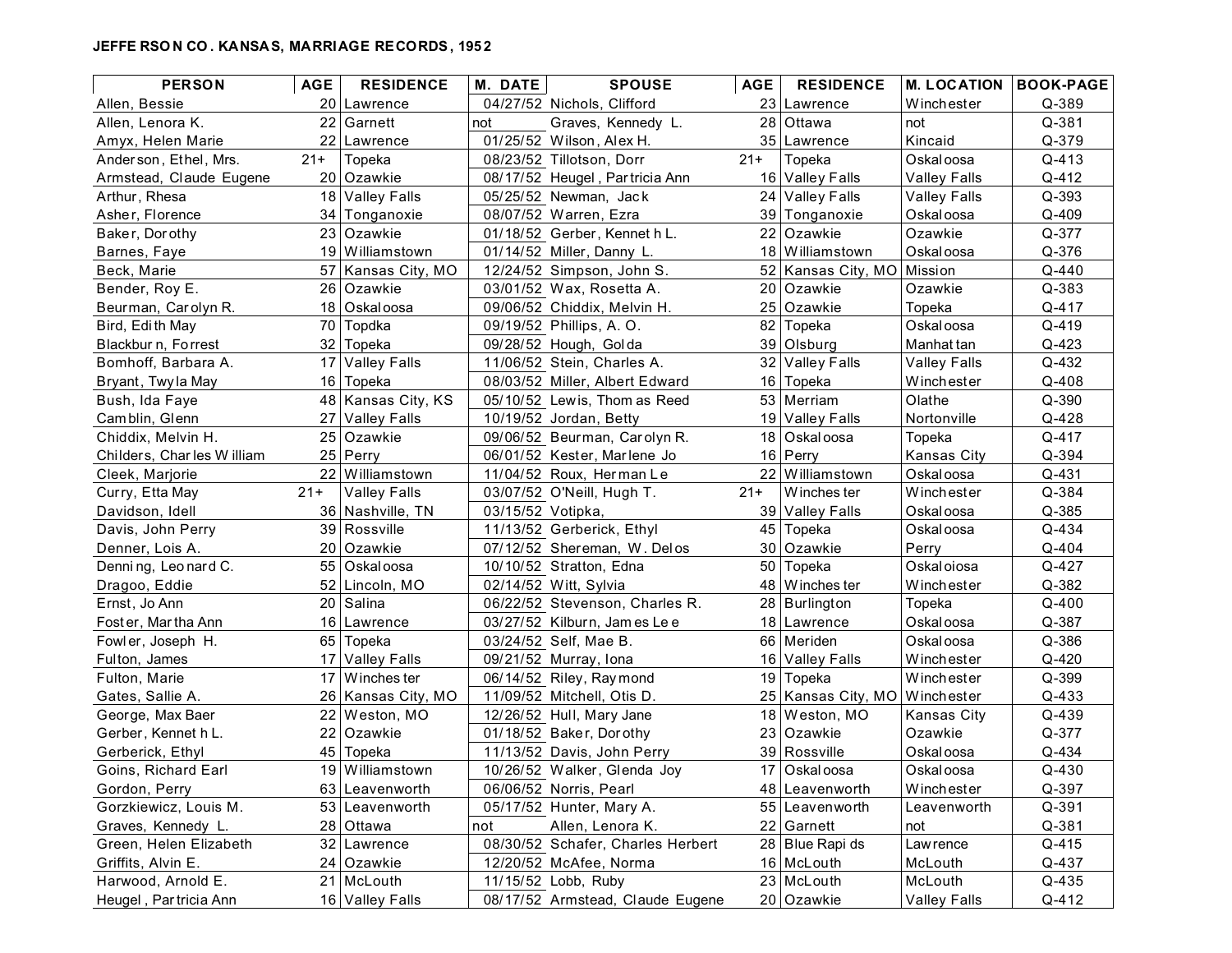**JEFFERSON CO. KANSAS, MARRIAGE RECORDS, 1952**

| PERSON | AGE | RESIDENCE | M. DATE | SPOUSE | AGE | RESIDENCE | M. LOCATION | BOOK-PAGE |
|---|---|---|---|---|---|---|---|---|
| Allen, Bessie | 20 | Lawrence | 04/27/52 | Nichols, Clifford | 23 | Lawrence | Winchester | Q-389 |
| Allen, Lenora K. | 22 | Garnett | not | Graves, Kennedy L. | 28 | Ottawa | not | Q-381 |
| Amyx, Helen Marie | 22 | Lawrence | 01/25/52 | Wilson, Alex H. | 35 | Lawrence | Kincaid | Q-379 |
| Anderson, Ethel, Mrs. | 21+ | Topeka | 08/23/52 | Tillotson, Dorr | 21+ | Topeka | Oskaloosa | Q-413 |
| Armstead, Claude Eugene | 20 | Ozawkie | 08/17/52 | Heugel, Partricia Ann | 16 | Valley Falls | Valley Falls | Q-412 |
| Arthur, Rhesa | 18 | Valley Falls | 05/25/52 | Newman, Jack | 24 | Valley Falls | Valley Falls | Q-393 |
| Asher, Florence | 34 | Tonganoxie | 08/07/52 | Warren, Ezra | 39 | Tonganoxie | Oskaloosa | Q-409 |
| Baker, Dorothy | 23 | Ozawkie | 01/18/52 | Gerber, Kenneth L. | 22 | Ozawkie | Ozawkie | Q-377 |
| Barnes, Faye | 19 | Williamstown | 01/14/52 | Miller, Danny L. | 18 | Williamstown | Oskaloosa | Q-376 |
| Beck, Marie | 57 | Kansas City, MO | 12/24/52 | Simpson, John S. | 52 | Kansas City, MO | Mission | Q-440 |
| Bender, Roy E. | 26 | Ozawkie | 03/01/52 | Wax, Rosetta A. | 20 | Ozawkie | Ozawkie | Q-383 |
| Beurman, Carolyn R. | 18 | Oskaloosa | 09/06/52 | Chiddix, Melvin H. | 25 | Ozawkie | Topeka | Q-417 |
| Bird, Edith May | 70 | Topdka | 09/19/52 | Phillips, A. O. | 82 | Topeka | Oskaloosa | Q-419 |
| Blackburn, Forrest | 32 | Topeka | 09/28/52 | Hough, Golda | 39 | Olsburg | Manhattan | Q-423 |
| Bomhoff, Barbara A. | 17 | Valley Falls | 11/06/52 | Stein, Charles A. | 32 | Valley Falls | Valley Falls | Q-432 |
| Bryant, Twyla May | 16 | Topeka | 08/03/52 | Miller, Albert Edward | 16 | Topeka | Winchester | Q-408 |
| Bush, Ida Faye | 48 | Kansas City, KS | 05/10/52 | Lewis, Thomas Reed | 53 | Merriam | Olathe | Q-390 |
| Camblin, Glenn | 27 | Valley Falls | 10/19/52 | Jordan, Betty | 19 | Valley Falls | Nortonville | Q-428 |
| Chiddix, Melvin H. | 25 | Ozawkie | 09/06/52 | Beurman, Carolyn R. | 18 | Oskaloosa | Topeka | Q-417 |
| Childers, Charles William | 25 | Perry | 06/01/52 | Kester, Marlene Jo | 16 | Perry | Kansas City | Q-394 |
| Cleek, Marjorie | 22 | Williamstown | 11/04/52 | Roux, Herman Le | 22 | Williamstown | Oskaloosa | Q-431 |
| Curry, Etta May | 21+ | Valley Falls | 03/07/52 | O'Neill, Hugh T. | 21+ | Winchester | Winchester | Q-384 |
| Davidson, Idell | 36 | Nashville, TN | 03/15/52 | Votipka, | 39 | Valley Falls | Oskaloosa | Q-385 |
| Davis, John Perry | 39 | Rossville | 11/13/52 | Gerberick, Ethyl | 45 | Topeka | Oskaloosa | Q-434 |
| Denner, Lois A. | 20 | Ozawkie | 07/12/52 | Shereman, W. Delos | 30 | Ozawkie | Perry | Q-404 |
| Denning, Leonard C. | 55 | Oskaloosa | 10/10/52 | Stratton, Edna | 50 | Topeka | Oskaloiosa | Q-427 |
| Dragoo, Eddie | 52 | Lincoln, MO | 02/14/52 | Witt, Sylvia | 48 | Winchester | Winchester | Q-382 |
| Ernst, Jo Ann | 20 | Salina | 06/22/52 | Stevenson, Charles R. | 28 | Burlington | Topeka | Q-400 |
| Foster, Martha Ann | 16 | Lawrence | 03/27/52 | Kilburn, James Lee | 18 | Lawrence | Oskaloosa | Q-387 |
| Fowler, Joseph H. | 65 | Topeka | 03/24/52 | Self, Mae B. | 66 | Meriden | Oskaloosa | Q-386 |
| Fulton, James | 17 | Valley Falls | 09/21/52 | Murray, Iona | 16 | Valley Falls | Winchester | Q-420 |
| Fulton, Marie | 17 | Winchester | 06/14/52 | Riley, Raymond | 19 | Topeka | Winchester | Q-399 |
| Gates, Sallie A. | 26 | Kansas City, MO | 11/09/52 | Mitchell, Otis D. | 25 | Kansas City, MO | Winchester | Q-433 |
| George, Max Baer | 22 | Weston, MO | 12/26/52 | Hull, Mary Jane | 18 | Weston, MO | Kansas City | Q-439 |
| Gerber, Kenneth L. | 22 | Ozawkie | 01/18/52 | Baker, Dorothy | 23 | Ozawkie | Ozawkie | Q-377 |
| Gerberick, Ethyl | 45 | Topeka | 11/13/52 | Davis, John Perry | 39 | Rossville | Oskaloosa | Q-434 |
| Goins, Richard Earl | 19 | Williamstown | 10/26/52 | Walker, Glenda Joy | 17 | Oskaloosa | Oskaloosa | Q-430 |
| Gordon, Perry | 63 | Leavenworth | 06/06/52 | Norris, Pearl | 48 | Leavenworth | Winchester | Q-397 |
| Gorzkiewicz, Louis M. | 53 | Leavenworth | 05/17/52 | Hunter, Mary A. | 55 | Leavenworth | Leavenworth | Q-391 |
| Graves, Kennedy L. | 28 | Ottawa | not | Allen, Lenora K. | 22 | Garnett | not | Q-381 |
| Green, Helen Elizabeth | 32 | Lawrence | 08/30/52 | Schafer, Charles Herbert | 28 | Blue Rapids | Lawrence | Q-415 |
| Griffits, Alvin E. | 24 | Ozawkie | 12/20/52 | McAfee, Norma | 16 | McLouth | McLouth | Q-437 |
| Harwood, Arnold E. | 21 | McLouth | 11/15/52 | Lobb, Ruby | 23 | McLouth | McLouth | Q-435 |
| Heugel, Partricia Ann | 16 | Valley Falls | 08/17/52 | Armstead, Claude Eugene | 20 | Ozawkie | Valley Falls | Q-412 |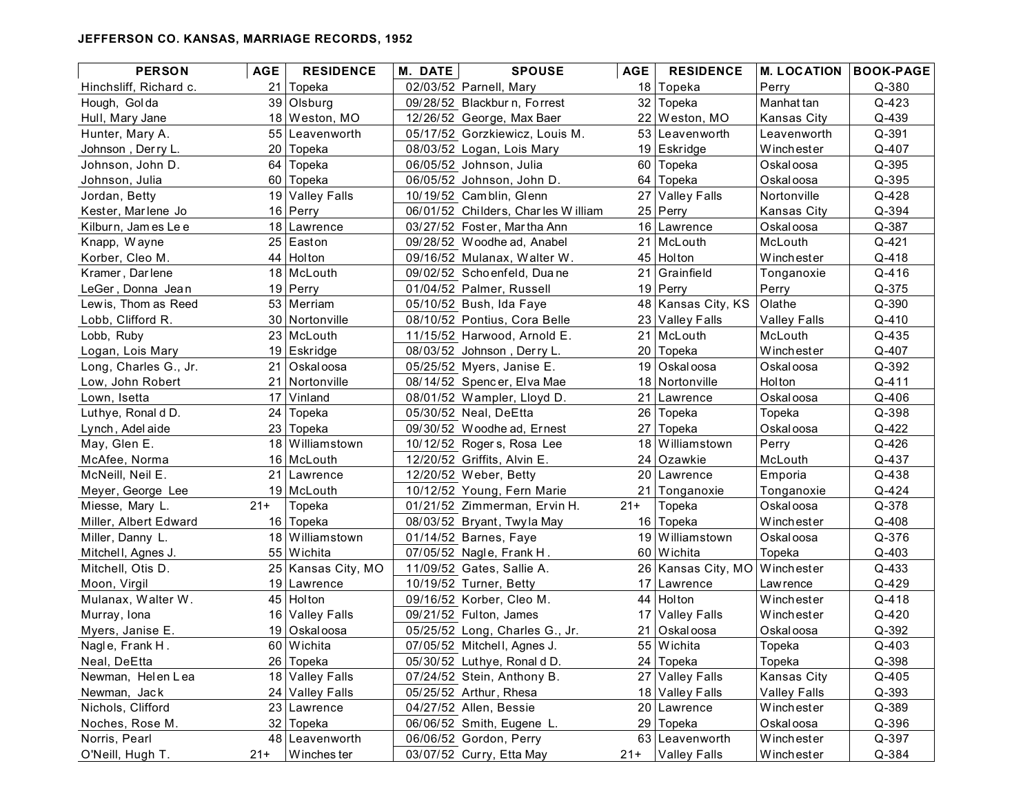**JEFFERSON CO. KANSAS, MARRIAGE RECORDS, 1952**

| PERSON | AGE | RESIDENCE | M. DATE | SPOUSE | AGE | RESIDENCE | M. LOCATION | BOOK-PAGE |
|---|---|---|---|---|---|---|---|---|
| Hinchsliff, Richard c. | 21 | Topeka | 02/03/52 | Parnell, Mary | 18 | Topeka | Perry | Q-380 |
| Hough, Golda | 39 | Olsburg | 09/28/52 | Blackburn, Forrest | 32 | Topeka | Manhattan | Q-423 |
| Hull, Mary Jane | 18 | Weston, MO | 12/26/52 | George, Max Baer | 22 | Weston, MO | Kansas City | Q-439 |
| Hunter, Mary A. | 55 | Leavenworth | 05/17/52 | Gorzkiewicz, Louis M. | 53 | Leavenworth | Leavenworth | Q-391 |
| Johnson, Derry L. | 20 | Topeka | 08/03/52 | Logan, Lois Mary | 19 | Eskridge | Winchester | Q-407 |
| Johnson, John D. | 64 | Topeka | 06/05/52 | Johnson, Julia | 60 | Topeka | Oskaloosa | Q-395 |
| Johnson, Julia | 60 | Topeka | 06/05/52 | Johnson, John D. | 64 | Topeka | Oskaloosa | Q-395 |
| Jordan, Betty | 19 | Valley Falls | 10/19/52 | Camblin, Glenn | 27 | Valley Falls | Nortonville | Q-428 |
| Kester, Marlene Jo | 16 | Perry | 06/01/52 | Childers, Charles William | 25 | Perry | Kansas City | Q-394 |
| Kilburn, James Lee | 18 | Lawrence | 03/27/52 | Foster, Martha Ann | 16 | Lawrence | Oskaloosa | Q-387 |
| Knapp, Wayne | 25 | Easton | 09/28/52 | Woodhead, Anabel | 21 | McLouth | McLouth | Q-421 |
| Korber, Cleo M. | 44 | Holton | 09/16/52 | Mulanax, Walter W. | 45 | Holton | Winchester | Q-418 |
| Kramer, Darlene | 18 | McLouth | 09/02/52 | Schoenfeld, Duane | 21 | Grainfield | Tonganoxie | Q-416 |
| LeGer, Donna Jean | 19 | Perry | 01/04/52 | Palmer, Russell | 19 | Perry | Perry | Q-375 |
| Lewis, Thomas Reed | 53 | Merriam | 05/10/52 | Bush, Ida Faye | 48 | Kansas City, KS | Olathe | Q-390 |
| Lobb, Clifford R. | 30 | Nortonville | 08/10/52 | Pontius, Cora Belle | 23 | Valley Falls | Valley Falls | Q-410 |
| Lobb, Ruby | 23 | McLouth | 11/15/52 | Harwood, Arnold E. | 21 | McLouth | McLouth | Q-435 |
| Logan, Lois Mary | 19 | Eskridge | 08/03/52 | Johnson, Derry L. | 20 | Topeka | Winchester | Q-407 |
| Long, Charles G., Jr. | 21 | Oskaloosa | 05/25/52 | Myers, Janise E. | 19 | Oskaloosa | Oskaloosa | Q-392 |
| Low, John Robert | 21 | Nortonville | 08/14/52 | Spencer, Elva Mae | 18 | Nortonville | Holton | Q-411 |
| Lown, Isetta | 17 | Vinland | 08/01/52 | Wampler, Lloyd D. | 21 | Lawrence | Oskaloosa | Q-406 |
| Luthye, Ronald D. | 24 | Topeka | 05/30/52 | Neal, DeEtta | 26 | Topeka | Topeka | Q-398 |
| Lynch, Adelaide | 23 | Topeka | 09/30/52 | Woodhead, Ernest | 27 | Topeka | Oskaloosa | Q-422 |
| May, Glen E. | 18 | Williamstown | 10/12/52 | Rogers, Rosa Lee | 18 | Williamstown | Perry | Q-426 |
| McAfee, Norma | 16 | McLouth | 12/20/52 | Griffits, Alvin E. | 24 | Ozawkie | McLouth | Q-437 |
| McNeill, Neil E. | 21 | Lawrence | 12/20/52 | Weber, Betty | 20 | Lawrence | Emporia | Q-438 |
| Meyer, George Lee | 19 | McLouth | 10/12/52 | Young, Fern Marie | 21 | Tonganoxie | Tonganoxie | Q-424 |
| Miesse, Mary L. | 21+ | Topeka | 01/21/52 | Zimmerman, Ervin H. | 21+ | Topeka | Oskaloosa | Q-378 |
| Miller, Albert Edward | 16 | Topeka | 08/03/52 | Bryant, Twyla May | 16 | Topeka | Winchester | Q-408 |
| Miller, Danny L. | 18 | Williamstown | 01/14/52 | Barnes, Faye | 19 | Williamstown | Oskaloosa | Q-376 |
| Mitchell, Agnes J. | 55 | Wichita | 07/05/52 | Nagle, Frank H. | 60 | Wichita | Topeka | Q-403 |
| Mitchell, Otis D. | 25 | Kansas City, MO | 11/09/52 | Gates, Sallie A. | 26 | Kansas City, MO | Winchester | Q-433 |
| Moon, Virgil | 19 | Lawrence | 10/19/52 | Turner, Betty | 17 | Lawrence | Lawrence | Q-429 |
| Mulanax, Walter W. | 45 | Holton | 09/16/52 | Korber, Cleo M. | 44 | Holton | Winchester | Q-418 |
| Murray, Iona | 16 | Valley Falls | 09/21/52 | Fulton, James | 17 | Valley Falls | Winchester | Q-420 |
| Myers, Janise E. | 19 | Oskaloosa | 05/25/52 | Long, Charles G., Jr. | 21 | Oskaloosa | Oskaloosa | Q-392 |
| Nagle, Frank H. | 60 | Wichita | 07/05/52 | Mitchell, Agnes J. | 55 | Wichita | Topeka | Q-403 |
| Neal, DeEtta | 26 | Topeka | 05/30/52 | Luthye, Ronald D. | 24 | Topeka | Topeka | Q-398 |
| Newman, Helen Lea | 18 | Valley Falls | 07/24/52 | Stein, Anthony B. | 27 | Valley Falls | Kansas City | Q-405 |
| Newman, Jack | 24 | Valley Falls | 05/25/52 | Arthur, Rhesa | 18 | Valley Falls | Valley Falls | Q-393 |
| Nichols, Clifford | 23 | Lawrence | 04/27/52 | Allen, Bessie | 20 | Lawrence | Winchester | Q-389 |
| Noches, Rose M. | 32 | Topeka | 06/06/52 | Smith, Eugene L. | 29 | Topeka | Oskaloosa | Q-396 |
| Norris, Pearl | 48 | Leavenworth | 06/06/52 | Gordon, Perry | 63 | Leavenworth | Winchester | Q-397 |
| O'Neill, Hugh T. | 21+ | Winchester | 03/07/52 | Curry, Etta May | 21+ | Valley Falls | Winchester | Q-384 |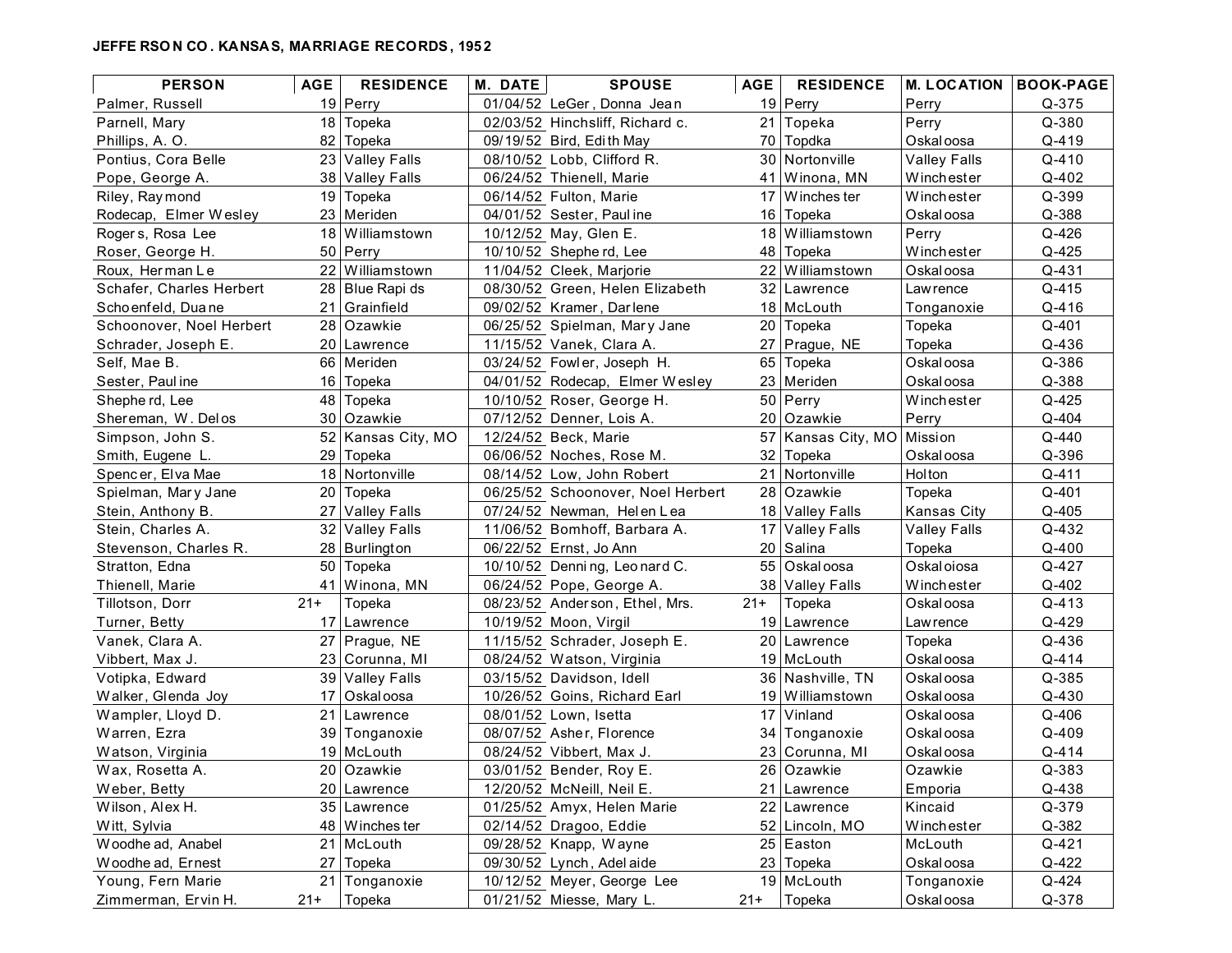**JEFFERSON CO. KANSAS, MARRIAGE RECORDS, 1952**

| PERSON | AGE | RESIDENCE | M. DATE | SPOUSE | AGE | RESIDENCE | M. LOCATION | BOOK-PAGE |
|---|---|---|---|---|---|---|---|---|
| Palmer, Russell | 19 | Perry | 01/04/52 | LeGer, Donna Jean | 19 | Perry | Perry | Q-375 |
| Parnell, Mary | 18 | Topeka | 02/03/52 | Hinchsliff, Richard c. | 21 | Topeka | Perry | Q-380 |
| Phillips, A. O. | 82 | Topeka | 09/19/52 | Bird, Edith May | 70 | Topdka | Oskaloosa | Q-419 |
| Pontius, Cora Belle | 23 | Valley Falls | 08/10/52 | Lobb, Clifford R. | 30 | Nortonville | Valley Falls | Q-410 |
| Pope, George A. | 38 | Valley Falls | 06/24/52 | Thienell, Marie | 41 | Winona, MN | Winchester | Q-402 |
| Riley, Raymond | 19 | Topeka | 06/14/52 | Fulton, Marie | 17 | Winchester | Winchester | Q-399 |
| Rodecap, Elmer Wesley | 23 | Meriden | 04/01/52 | Sester, Pauline | 16 | Topeka | Oskaloosa | Q-388 |
| Rogers, Rosa Lee | 18 | Williamstown | 10/12/52 | May, Glen E. | 18 | Williamstown | Perry | Q-426 |
| Roser, George H. | 50 | Perry | 10/10/52 | Shepherd, Lee | 48 | Topeka | Winchester | Q-425 |
| Roux, Herman Le | 22 | Williamstown | 11/04/52 | Cleek, Marjorie | 22 | Williamstown | Oskaloosa | Q-431 |
| Schafer, Charles Herbert | 28 | Blue Rapids | 08/30/52 | Green, Helen Elizabeth | 32 | Lawrence | Lawrence | Q-415 |
| Schoenfeld, Duane | 21 | Grainfield | 09/02/52 | Kramer, Darlene | 18 | McLouth | Tonganoxie | Q-416 |
| Schoonover, Noel Herbert | 28 | Ozawkie | 06/25/52 | Spielman, Mary Jane | 20 | Topeka | Topeka | Q-401 |
| Schrader, Joseph E. | 20 | Lawrence | 11/15/52 | Vanek, Clara A. | 27 | Prague, NE | Topeka | Q-436 |
| Self, Mae B. | 66 | Meriden | 03/24/52 | Fowler, Joseph H. | 65 | Topeka | Oskaloosa | Q-386 |
| Sester, Pauline | 16 | Topeka | 04/01/52 | Rodecap, Elmer Wesley | 23 | Meriden | Oskaloosa | Q-388 |
| Shepherd, Lee | 48 | Topeka | 10/10/52 | Roser, George H. | 50 | Perry | Winchester | Q-425 |
| Shereman, W. Delos | 30 | Ozawkie | 07/12/52 | Denner, Lois A. | 20 | Ozawkie | Perry | Q-404 |
| Simpson, John S. | 52 | Kansas City, MO | 12/24/52 | Beck, Marie | 57 | Kansas City, MO | Mission | Q-440 |
| Smith, Eugene L. | 29 | Topeka | 06/06/52 | Noches, Rose M. | 32 | Topeka | Oskaloosa | Q-396 |
| Spencer, Elva Mae | 18 | Nortonville | 08/14/52 | Low, John Robert | 21 | Nortonville | Holton | Q-411 |
| Spielman, Mary Jane | 20 | Topeka | 06/25/52 | Schoonover, Noel Herbert | 28 | Ozawkie | Topeka | Q-401 |
| Stein, Anthony B. | 27 | Valley Falls | 07/24/52 | Newman, Helen Lea | 18 | Valley Falls | Kansas City | Q-405 |
| Stein, Charles A. | 32 | Valley Falls | 11/06/52 | Bomhoff, Barbara A. | 17 | Valley Falls | Valley Falls | Q-432 |
| Stevenson, Charles R. | 28 | Burlington | 06/22/52 | Ernst, Jo Ann | 20 | Salina | Topeka | Q-400 |
| Stratton, Edna | 50 | Topeka | 10/10/52 | Denning, Leonard C. | 55 | Oskaloosa | Oskaloiosa | Q-427 |
| Thienell, Marie | 41 | Winona, MN | 06/24/52 | Pope, George A. | 38 | Valley Falls | Winchester | Q-402 |
| Tillotson, Dorr | 21+ | Topeka | 08/23/52 | Anderson, Ethel, Mrs. | 21+ | Topeka | Oskaloosa | Q-413 |
| Turner, Betty | 17 | Lawrence | 10/19/52 | Moon, Virgil | 19 | Lawrence | Lawrence | Q-429 |
| Vanek, Clara A. | 27 | Prague, NE | 11/15/52 | Schrader, Joseph E. | 20 | Lawrence | Topeka | Q-436 |
| Vibbert, Max J. | 23 | Corunna, MI | 08/24/52 | Watson, Virginia | 19 | McLouth | Oskaloosa | Q-414 |
| Votipka, Edward | 39 | Valley Falls | 03/15/52 | Davidson, Idell | 36 | Nashville, TN | Oskaloosa | Q-385 |
| Walker, Glenda Joy | 17 | Oskaloosa | 10/26/52 | Goins, Richard Earl | 19 | Williamstown | Oskaloosa | Q-430 |
| Wampler, Lloyd D. | 21 | Lawrence | 08/01/52 | Lown, Isetta | 17 | Vinland | Oskaloosa | Q-406 |
| Warren, Ezra | 39 | Tonganoxie | 08/07/52 | Asher, Florence | 34 | Tonganoxie | Oskaloosa | Q-409 |
| Watson, Virginia | 19 | McLouth | 08/24/52 | Vibbert, Max J. | 23 | Corunna, MI | Oskaloosa | Q-414 |
| Wax, Rosetta A. | 20 | Ozawkie | 03/01/52 | Bender, Roy E. | 26 | Ozawkie | Ozawkie | Q-383 |
| Weber, Betty | 20 | Lawrence | 12/20/52 | McNeill, Neil E. | 21 | Lawrence | Emporia | Q-438 |
| Wilson, Alex H. | 35 | Lawrence | 01/25/52 | Amyx, Helen Marie | 22 | Lawrence | Kincaid | Q-379 |
| Witt, Sylvia | 48 | Winchester | 02/14/52 | Dragoo, Eddie | 52 | Lincoln, MO | Winchester | Q-382 |
| Woodhead, Anabel | 21 | McLouth | 09/28/52 | Knapp, Wayne | 25 | Easton | McLouth | Q-421 |
| Woodhead, Ernest | 27 | Topeka | 09/30/52 | Lynch, Adelaide | 23 | Topeka | Oskaloosa | Q-422 |
| Young, Fern Marie | 21 | Tonganoxie | 10/12/52 | Meyer, George Lee | 19 | McLouth | Tonganoxie | Q-424 |
| Zimmerman, Ervin H. | 21+ | Topeka | 01/21/52 | Miesse, Mary L. | 21+ | Topeka | Oskaloosa | Q-378 |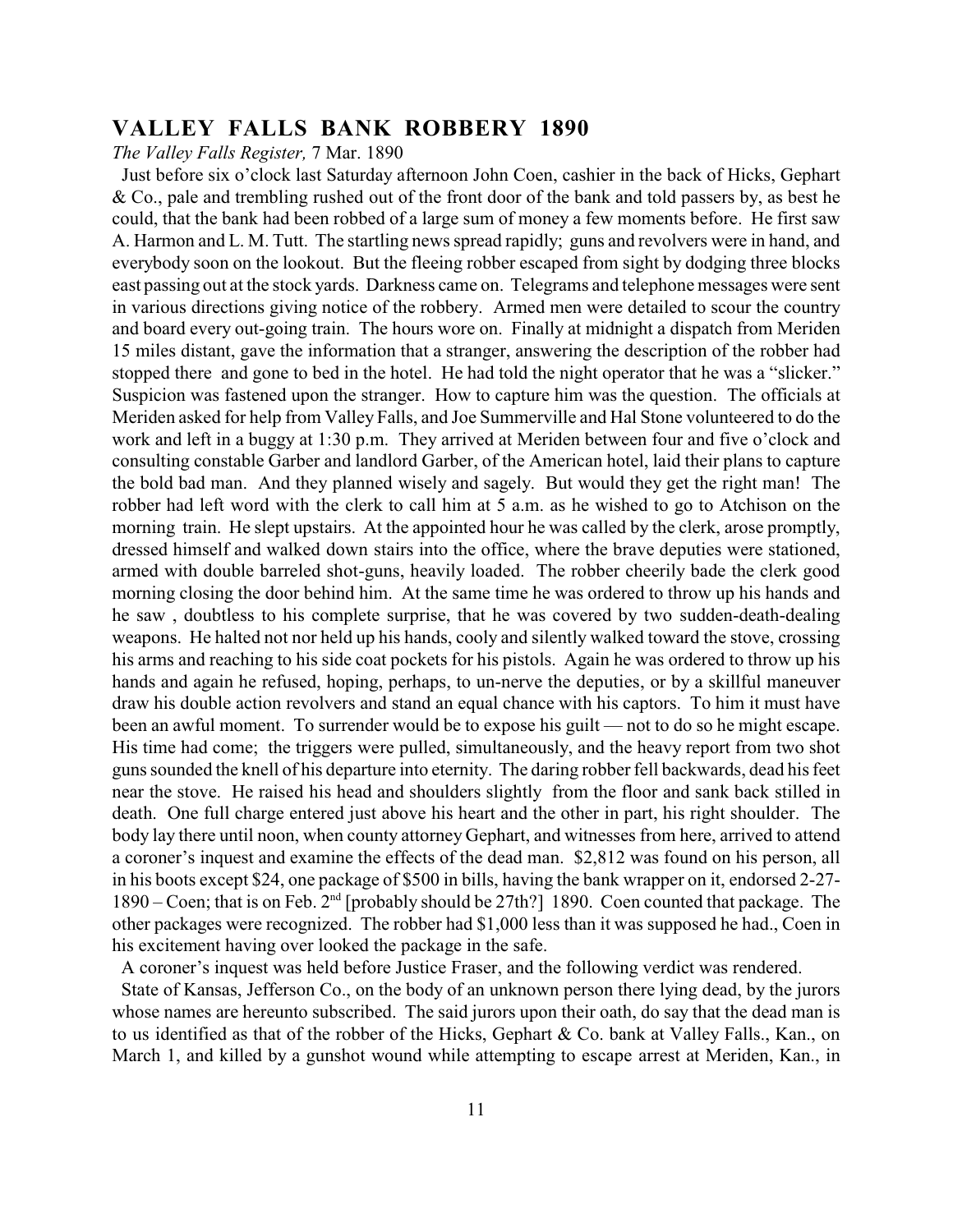## VALLEY FALLS BANK ROBBERY 1890

*The Valley Falls Register,* 7 Mar. 1890

Just before six o'clock last Saturday afternoon John Coen, cashier in the back of Hicks, Gephart & Co., pale and trembling rushed out of the front door of the bank and told passers by, as best he could, that the bank had been robbed of a large sum of money a few moments before. He first saw A. Harmon and L. M. Tutt. The startling news spread rapidly; guns and revolvers were in hand, and everybody soon on the lookout. But the fleeing robber escaped from sight by dodging three blocks east passing out at the stock yards. Darkness came on. Telegrams and telephone messages were sent in various directions giving notice of the robbery. Armed men were detailed to scour the country and board every out-going train. The hours wore on. Finally at midnight a dispatch from Meriden 15 miles distant, gave the information that a stranger, answering the description of the robber had stopped there and gone to bed in the hotel. He had told the night operator that he was a "slicker." Suspicion was fastened upon the stranger. How to capture him was the question. The officials at Meriden asked for help from Valley Falls, and Joe Summerville and Hal Stone volunteered to do the work and left in a buggy at 1:30 p.m. They arrived at Meriden between four and five o'clock and consulting constable Garber and landlord Garber, of the American hotel, laid their plans to capture the bold bad man. And they planned wisely and sagely. But would they get the right man! The robber had left word with the clerk to call him at 5 a.m. as he wished to go to Atchison on the morning train. He slept upstairs. At the appointed hour he was called by the clerk, arose promptly, dressed himself and walked down stairs into the office, where the brave deputies were stationed, armed with double barreled shot-guns, heavily loaded. The robber cheerily bade the clerk good morning closing the door behind him. At the same time he was ordered to throw up his hands and he saw , doubtless to his complete surprise, that he was covered by two sudden-death-dealing weapons. He halted not nor held up his hands, cooly and silently walked toward the stove, crossing his arms and reaching to his side coat pockets for his pistols. Again he was ordered to throw up his hands and again he refused, hoping, perhaps, to un-nerve the deputies, or by a skillful maneuver draw his double action revolvers and stand an equal chance with his captors. To him it must have been an awful moment. To surrender would be to expose his guilt — not to do so he might escape. His time had come; the triggers were pulled, simultaneously, and the heavy report from two shot guns sounded the knell of his departure into eternity. The daring robber fell backwards, dead his feet near the stove. He raised his head and shoulders slightly from the floor and sank back stilled in death. One full charge entered just above his heart and the other in part, his right shoulder. The body lay there until noon, when county attorney Gephart, and witnesses from here, arrived to attend a coroner's inquest and examine the effects of the dead man. $2,812 was found on his person, all in his boots except $24, one package of $500 in bills, having the bank wrapper on it, endorsed 2-27-1890 – Coen; that is on Feb. 2nd [probably should be 27th?] 1890. Coen counted that package. The other packages were recognized. The robber had $1,000 less than it was supposed he had., Coen in his excitement having over looked the package in the safe.

A coroner's inquest was held before Justice Fraser, and the following verdict was rendered.

State of Kansas, Jefferson Co., on the body of an unknown person there lying dead, by the jurors whose names are hereunto subscribed. The said jurors upon their oath, do say that the dead man is to us identified as that of the robber of the Hicks, Gephart & Co. bank at Valley Falls., Kan., on March 1, and killed by a gunshot wound while attempting to escape arrest at Meriden, Kan., in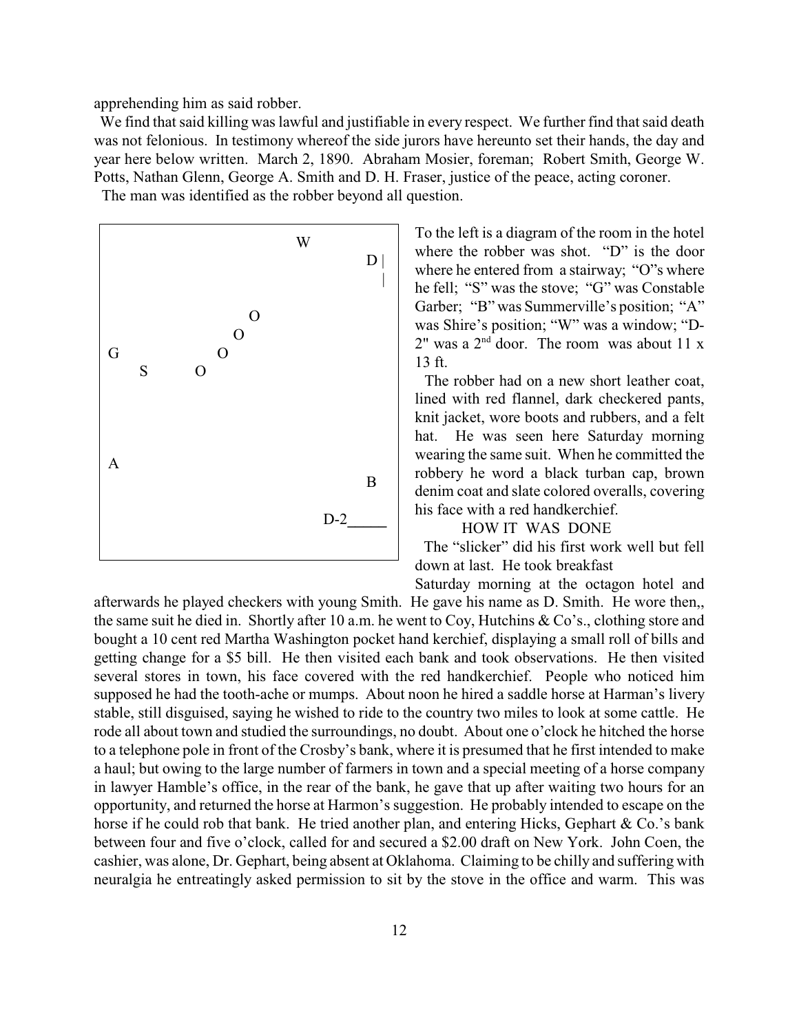apprehending him as said robber.

We find that said killing was lawful and justifiable in every respect. We further find that said death was not felonious. In testimony whereof the side jurors have hereunto set their hands, the day and year here below written. March 2, 1890. Abraham Mosier, foreman; Robert Smith, George W. Potts, Nathan Glenn, George A. Smith and D. H. Fraser, justice of the peace, acting coroner.

The man was identified as the robber beyond all question.

```
+----------------------------------------+
|                         W              |
|                                   D |  |
|                                     |  |
|                    O                   |
|                 O                      |
| G            O                         |
|     S     O                            |
|                                        |
|                                        |
| A                                      |
|                                  B     |
|                                        |
|                             D-2_____   |
|                                        |
+----------------------------------------+
```

To the left is a diagram of the room in the hotel where the robber was shot. "D" is the door where he entered from a stairway; "O"s where he fell; "S" was the stove; "G" was Constable Garber; "B" was Summerville's position; "A" was Shire's position; "W" was a window; "D-2" was a 2nd door. The room was about 11 x 13 ft.

The robber had on a new short leather coat, lined with red flannel, dark checkered pants, knit jacket, wore boots and rubbers, and a felt hat. He was seen here Saturday morning wearing the same suit. When he committed the robbery he word a black turban cap, brown denim coat and slate colored overalls, covering his face with a red handkerchief.

### HOW IT WAS DONE

The "slicker" did his first work well but fell down at last. He took breakfast Saturday morning at the octagon hotel and afterwards he played checkers with young Smith. He gave his name as D. Smith. He wore then,, the same suit he died in. Shortly after 10 a.m. he went to Coy, Hutchins & Co's., clothing store and bought a 10 cent red Martha Washington pocket hand kerchief, displaying a small roll of bills and getting change for a $5 bill. He then visited each bank and took observations. He then visited several stores in town, his face covered with the red handkerchief. People who noticed him supposed he had the tooth-ache or mumps. About noon he hired a saddle horse at Harman's livery stable, still disguised, saying he wished to ride to the country two miles to look at some cattle. He rode all about town and studied the surroundings, no doubt. About one o'clock he hitched the horse to a telephone pole in front of the Crosby's bank, where it is presumed that he first intended to make a haul; but owing to the large number of farmers in town and a special meeting of a horse company in lawyer Hamble's office, in the rear of the bank, he gave that up after waiting two hours for an opportunity, and returned the horse at Harmon's suggestion. He probably intended to escape on the horse if he could rob that bank. He tried another plan, and entering Hicks, Gephart & Co.'s bank between four and five o'clock, called for and secured a $2.00 draft on New York. John Coen, the cashier, was alone, Dr. Gephart, being absent at Oklahoma. Claiming to be chilly and suffering with neuralgia he entreatingly asked permission to sit by the stove in the office and warm. This was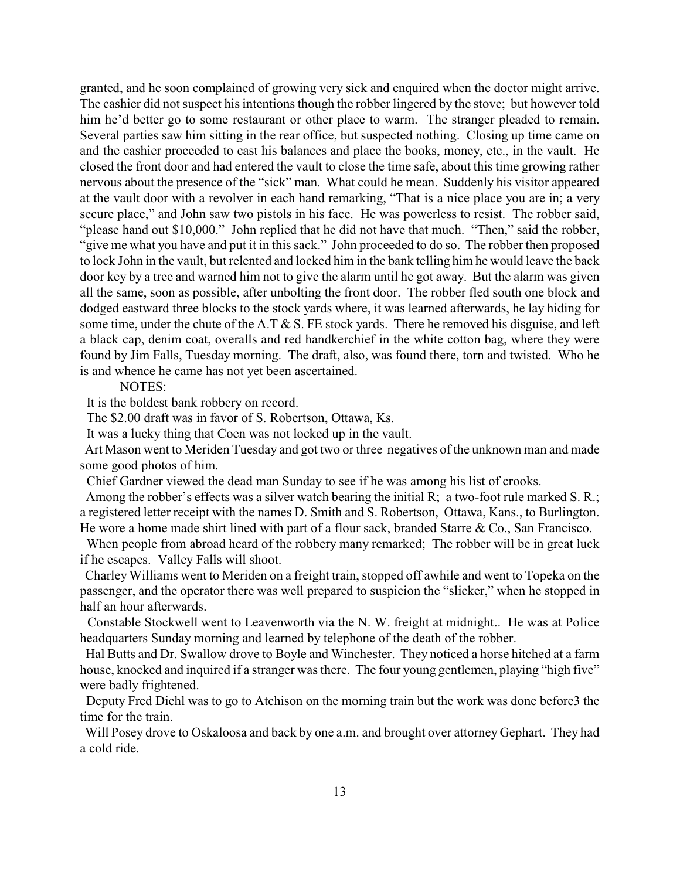granted, and he soon complained of growing very sick and enquired when the doctor might arrive. The cashier did not suspect his intentions though the robber lingered by the stove; but however told him he'd better go to some restaurant or other place to warm. The stranger pleaded to remain. Several parties saw him sitting in the rear office, but suspected nothing. Closing up time came on and the cashier proceeded to cast his balances and place the books, money, etc., in the vault. He closed the front door and had entered the vault to close the time safe, about this time growing rather nervous about the presence of the "sick" man. What could he mean. Suddenly his visitor appeared at the vault door with a revolver in each hand remarking, "That is a nice place you are in; a very secure place," and John saw two pistols in his face. He was powerless to resist. The robber said, "please hand out $10,000." John replied that he did not have that much. "Then," said the robber, "give me what you have and put it in this sack." John proceeded to do so. The robber then proposed to lock John in the vault, but relented and locked him in the bank telling him he would leave the back door key by a tree and warned him not to give the alarm until he got away. But the alarm was given all the same, soon as possible, after unbolting the front door. The robber fled south one block and dodged eastward three blocks to the stock yards where, it was learned afterwards, he lay hiding for some time, under the chute of the A.T & S. FE stock yards. There he removed his disguise, and left a black cap, denim coat, overalls and red handkerchief in the white cotton bag, where they were found by Jim Falls, Tuesday morning. The draft, also, was found there, torn and twisted. Who he is and whence he came has not yet been ascertained.

NOTES:

It is the boldest bank robbery on record.

The $2.00 draft was in favor of S. Robertson, Ottawa, Ks.

It was a lucky thing that Coen was not locked up in the vault.

Art Mason went to Meriden Tuesday and got two or three negatives of the unknown man and made some good photos of him.

Chief Gardner viewed the dead man Sunday to see if he was among his list of crooks.

Among the robber's effects was a silver watch bearing the initial R; a two-foot rule marked S. R.; a registered letter receipt with the names D. Smith and S. Robertson, Ottawa, Kans., to Burlington. He wore a home made shirt lined with part of a flour sack, branded Starre & Co., San Francisco.

When people from abroad heard of the robbery many remarked; The robber will be in great luck if he escapes. Valley Falls will shoot.

Charley Williams went to Meriden on a freight train, stopped off awhile and went to Topeka on the passenger, and the operator there was well prepared to suspicion the "slicker," when he stopped in half an hour afterwards.

Constable Stockwell went to Leavenworth via the N. W. freight at midnight.. He was at Police headquarters Sunday morning and learned by telephone of the death of the robber.

Hal Butts and Dr. Swallow drove to Boyle and Winchester. They noticed a horse hitched at a farm house, knocked and inquired if a stranger was there. The four young gentlemen, playing "high five" were badly frightened.

Deputy Fred Diehl was to go to Atchison on the morning train but the work was done before3 the time for the train.

Will Posey drove to Oskaloosa and back by one a.m. and brought over attorney Gephart. They had a cold ride.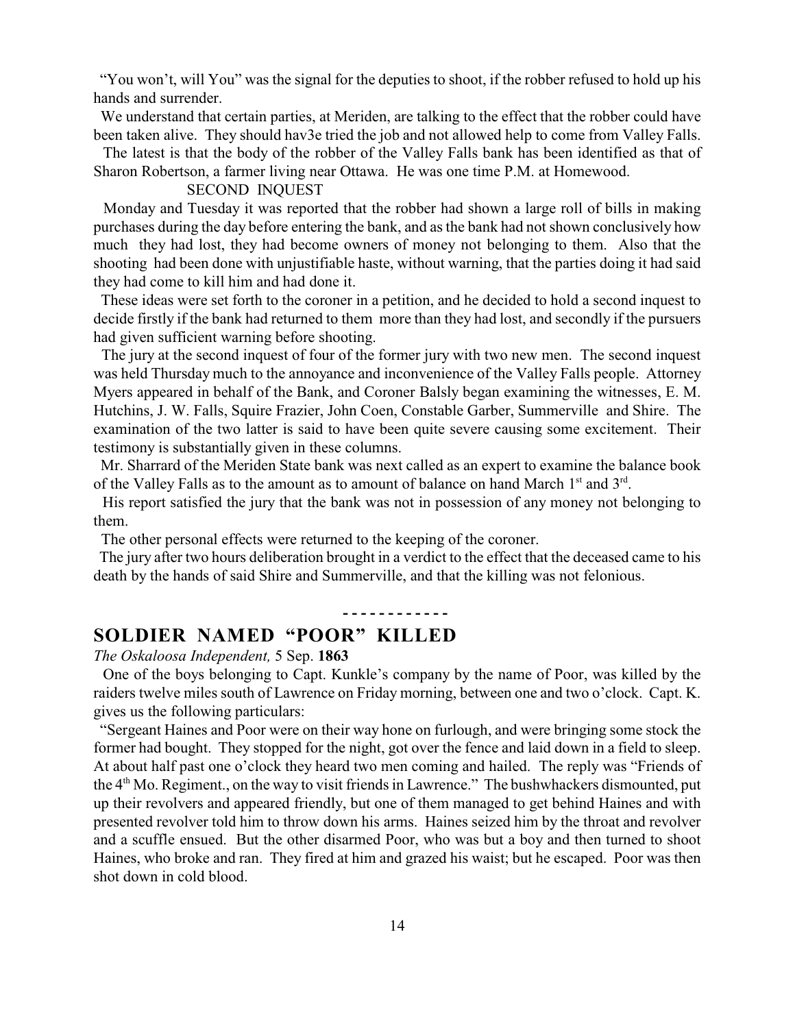"You won't, will You" was the signal for the deputies to shoot, if the robber refused to hold up his hands and surrender.

We understand that certain parties, at Meriden, are talking to the effect that the robber could have been taken alive. They should hav3e tried the job and not allowed help to come from Valley Falls.

The latest is that the body of the robber of the Valley Falls bank has been identified as that of Sharon Robertson, a farmer living near Ottawa. He was one time P.M. at Homewood.

SECOND INQUEST

Monday and Tuesday it was reported that the robber had shown a large roll of bills in making purchases during the day before entering the bank, and as the bank had not shown conclusively how much they had lost, they had become owners of money not belonging to them. Also that the shooting had been done with unjustifiable haste, without warning, that the parties doing it had said they had come to kill him and had done it.

These ideas were set forth to the coroner in a petition, and he decided to hold a second inquest to decide firstly if the bank had returned to them more than they had lost, and secondly if the pursuers had given sufficient warning before shooting.

The jury at the second inquest of four of the former jury with two new men. The second inquest was held Thursday much to the annoyance and inconvenience of the Valley Falls people. Attorney Myers appeared in behalf of the Bank, and Coroner Balsly began examining the witnesses, E. M. Hutchins, J. W. Falls, Squire Frazier, John Coen, Constable Garber, Summerville and Shire. The examination of the two latter is said to have been quite severe causing some excitement. Their testimony is substantially given in these columns.

Mr. Sharrard of the Meriden State bank was next called as an expert to examine the balance book of the Valley Falls as to the amount as to amount of balance on hand March 1st and 3rd.

His report satisfied the jury that the bank was not in possession of any money not belonging to them.

The other personal effects were returned to the keeping of the coroner.

The jury after two hours deliberation brought in a verdict to the effect that the deceased came to his death by the hands of said Shire and Summerville, and that the killing was not felonious.

- - - - - - - - - - - -

## SOLDIER NAMED "POOR" KILLED

*The Oskaloosa Independent,* 5 Sep. **1863**

One of the boys belonging to Capt. Kunkle's company by the name of Poor, was killed by the raiders twelve miles south of Lawrence on Friday morning, between one and two o'clock. Capt. K. gives us the following particulars:

"Sergeant Haines and Poor were on their way hone on furlough, and were bringing some stock the former had bought. They stopped for the night, got over the fence and laid down in a field to sleep. At about half past one o'clock they heard two men coming and hailed. The reply was "Friends of the 4th Mo. Regiment., on the way to visit friends in Lawrence." The bushwhackers dismounted, put up their revolvers and appeared friendly, but one of them managed to get behind Haines and with presented revolver told him to throw down his arms. Haines seized him by the throat and revolver and a scuffle ensued. But the other disarmed Poor, who was but a boy and then turned to shoot Haines, who broke and ran. They fired at him and grazed his waist; but he escaped. Poor was then shot down in cold blood.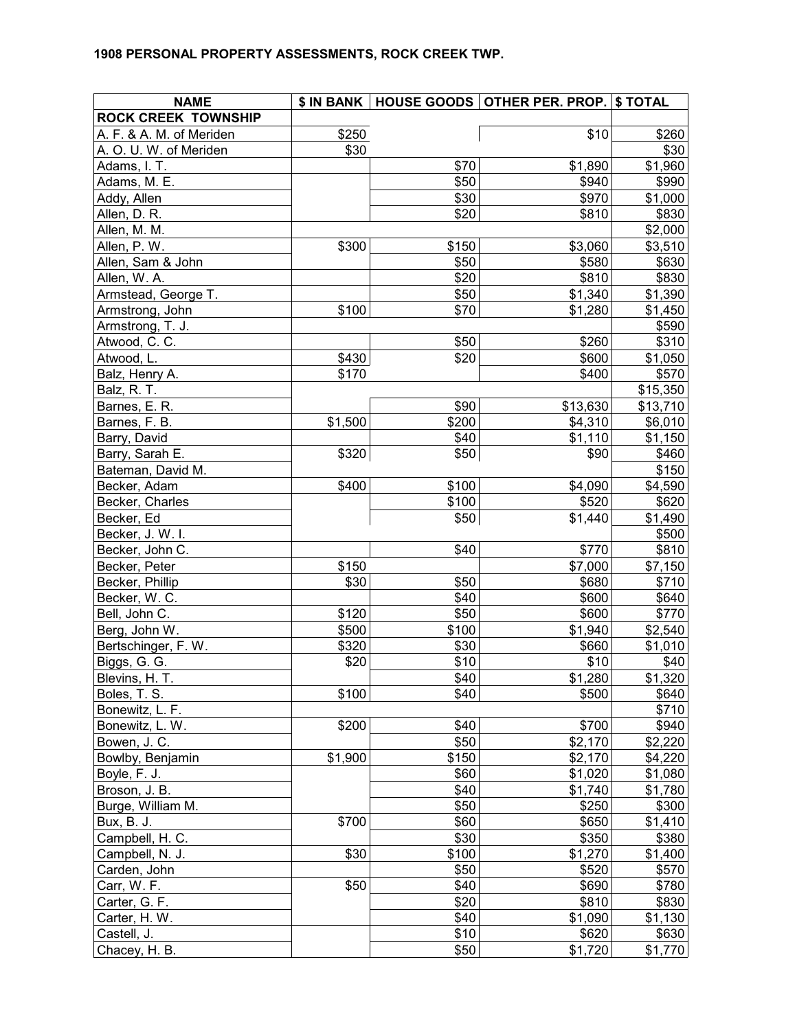**1908 PERSONAL PROPERTY ASSESSMENTS, ROCK CREEK TWP.**

| NAME | $ IN BANK | HOUSE GOODS | OTHER PER. PROP. | $ TOTAL |
|---|---|---|---|---|
| **ROCK CREEK TOWNSHIP** | | | | |
| A. F. & A. M. of Meriden | $250 | | $10 | $260 |
| A. O. U. W. of Meriden | $30 | | | $30 |
| Adams, I. T. | | $70 | $1,890 | $1,960 |
| Adams, M. E. | | $50 | $940 | $990 |
| Addy, Allen | | $30 | $970 | $1,000 |
| Allen, D. R. | | $20 | $810 | $830 |
| Allen, M. M. | | | | $2,000 |
| Allen, P. W. | $300 | $150 | $3,060 | $3,510 |
| Allen, Sam & John | | $50 | $580 | $630 |
| Allen, W. A. | | $20 | $810 | $830 |
| Armstead, George T. | | $50 | $1,340 | $1,390 |
| Armstrong, John | $100 | $70 | $1,280 | $1,450 |
| Armstrong, T. J. | | | | $590 |
| Atwood, C. C. | | $50 | $260 | $310 |
| Atwood, L. | $430 | $20 | $600 | $1,050 |
| Balz, Henry A. | $170 | | $400 | $570 |
| Balz, R. T. | | | | $15,350 |
| Barnes, E. R. | | $90 | $13,630 | $13,710 |
| Barnes, F. B. | $1,500 | $200 | $4,310 | $6,010 |
| Barry, David | | $40 | $1,110 | $1,150 |
| Barry, Sarah E. | $320 | $50 | $90 | $460 |
| Bateman, David M. | | | | $150 |
| Becker, Adam | $400 | $100 | $4,090 | $4,590 |
| Becker, Charles | | $100 | $520 | $620 |
| Becker, Ed | | $50 | $1,440 | $1,490 |
| Becker, J. W. I. | | | | $500 |
| Becker, John C. | | $40 | $770 | $810 |
| Becker, Peter | $150 | | $7,000 | $7,150 |
| Becker, Phillip | $30 | $50 | $680 | $710 |
| Becker, W. C. | | $40 | $600 | $640 |
| Bell, John C. | $120 | $50 | $600 | $770 |
| Berg, John W. | $500 | $100 | $1,940 | $2,540 |
| Bertschinger, F. W. | $320 | $30 | $660 | $1,010 |
| Biggs, G. G. | $20 | $10 | $10 | $40 |
| Blevins, H. T. | | $40 | $1,280 | $1,320 |
| Boles, T. S. | $100 | $40 | $500 | $640 |
| Bonewitz, L. F. | | | | $710 |
| Bonewitz, L. W. | $200 | $40 | $700 | $940 |
| Bowen, J. C. | | $50 | $2,170 | $2,220 |
| Bowlby, Benjamin | $1,900 | $150 | $2,170 | $4,220 |
| Boyle, F. J. | | $60 | $1,020 | $1,080 |
| Broson, J. B. | | $40 | $1,740 | $1,780 |
| Burge, William M. | | $50 | $250 | $300 |
| Bux, B. J. | $700 | $60 | $650 | $1,410 |
| Campbell, H. C. | | $30 | $350 | $380 |
| Campbell, N. J. | $30 | $100 | $1,270 | $1,400 |
| Carden, John | | $50 | $520 | $570 |
| Carr, W. F. | $50 | $40 | $690 | $780 |
| Carter, G. F. | | $20 | $810 | $830 |
| Carter, H. W. | | $40 | $1,090 | $1,130 |
| Castell, J. | | $10 | $620 | $630 |
| Chacey, H. B. | | $50 | $1,720 | $1,770 |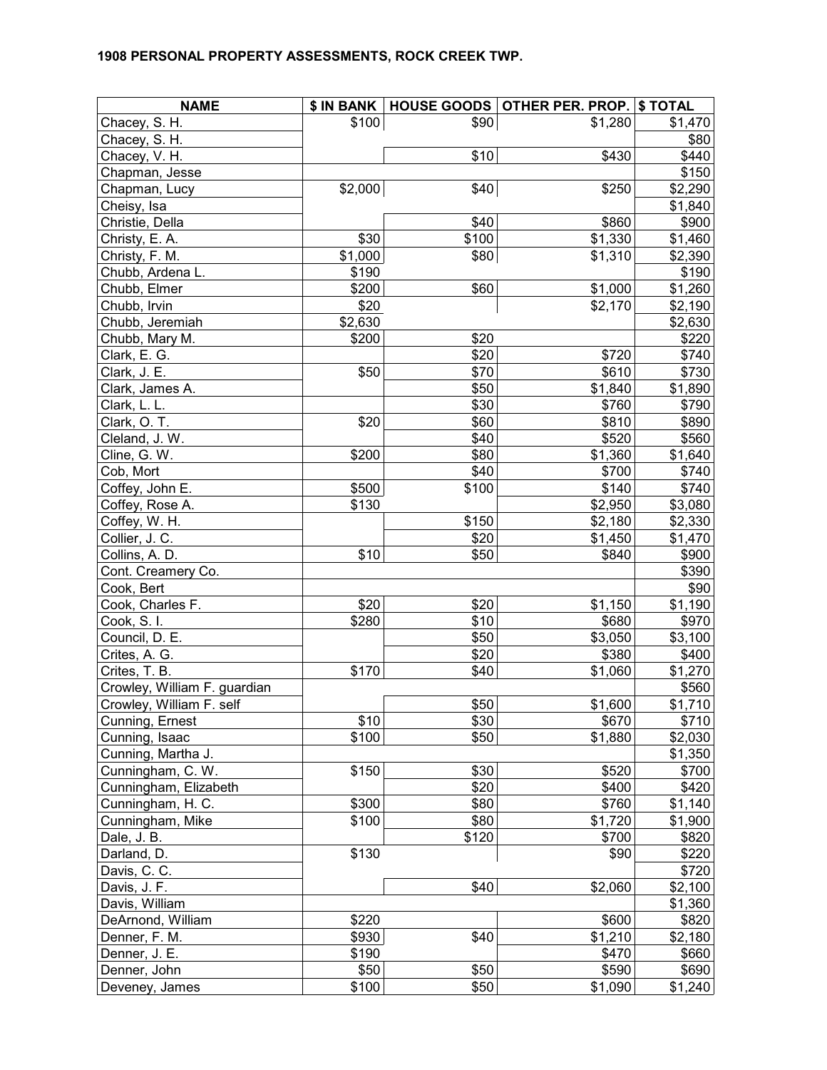# 1908 PERSONAL PROPERTY ASSESSMENTS, ROCK CREEK TWP.

| NAME | $ IN BANK | HOUSE GOODS | OTHER PER. PROP. | $ TOTAL |
|---|---|---|---|---|
| Chacey, S. H. | $100 | $90 | $1,280 | $1,470 |
| Chacey, S. H. | | | | $80 |
| Chacey, V. H. | | $10 | $430 | $440 |
| Chapman, Jesse | | | | $150 |
| Chapman, Lucy | $2,000 | $40 | $250 | $2,290 |
| Cheisy, Isa | | | | $1,840 |
| Christie, Della | | $40 | $860 | $900 |
| Christy, E. A. | $30 | $100 | $1,330 | $1,460 |
| Christy, F. M. | $1,000 | $80 | $1,310 | $2,390 |
| Chubb, Ardena L. | $190 | | | $190 |
| Chubb, Elmer | $200 | $60 | $1,000 | $1,260 |
| Chubb, Irvin | $20 | | $2,170 | $2,190 |
| Chubb, Jeremiah | $2,630 | | | $2,630 |
| Chubb, Mary M. | $200 | $20 | | $220 |
| Clark, E. G. | | $20 | $720 | $740 |
| Clark, J. E. | $50 | $70 | $610 | $730 |
| Clark, James A. | | $50 | $1,840 | $1,890 |
| Clark, L. L. | | $30 | $760 | $790 |
| Clark, O. T. | $20 | $60 | $810 | $890 |
| Cleland, J. W. | | $40 | $520 | $560 |
| Cline, G. W. | $200 | $80 | $1,360 | $1,640 |
| Cob, Mort | | $40 | $700 | $740 |
| Coffey, John E. | $500 | $100 | $140 | $740 |
| Coffey, Rose A. | $130 | | $2,950 | $3,080 |
| Coffey, W. H. | | $150 | $2,180 | $2,330 |
| Collier, J. C. | | $20 | $1,450 | $1,470 |
| Collins, A. D. | $10 | $50 | $840 | $900 |
| Cont. Creamery Co. | | | | $390 |
| Cook, Bert | | | | $90 |
| Cook, Charles F. | $20 | $20 | $1,150 | $1,190 |
| Cook, S. I. | $280 | $10 | $680 | $970 |
| Council, D. E. | | $50 | $3,050 | $3,100 |
| Crites, A. G. | | $20 | $380 | $400 |
| Crites, T. B. | $170 | $40 | $1,060 | $1,270 |
| Crowley, William F. guardian | | | | $560 |
| Crowley, William F. self | | $50 | $1,600 | $1,710 |
| Cunning, Ernest | $10 | $30 | $670 | $710 |
| Cunning, Isaac | $100 | $50 | $1,880 | $2,030 |
| Cunning, Martha J. | | | | $1,350 |
| Cunningham, C. W. | $150 | $30 | $520 | $700 |
| Cunningham, Elizabeth | | $20 | $400 | $420 |
| Cunningham, H. C. | $300 | $80 | $760 | $1,140 |
| Cunningham, Mike | $100 | $80 | $1,720 | $1,900 |
| Dale, J. B. | | $120 | $700 | $820 |
| Darland, D. | $130 | | $90 | $220 |
| Davis, C. C. | | | | $720 |
| Davis, J. F. | | $40 | $2,060 | $2,100 |
| Davis, William | | | | $1,360 |
| DeArnond, William | $220 | | $600 | $820 |
| Denner, F. M. | $930 | $40 | $1,210 | $2,180 |
| Denner, J. E. | $190 | | $470 | $660 |
| Denner, John | $50 | $50 | $590 | $690 |
| Deveney, James | $100 | $50 | $1,090 | $1,240 |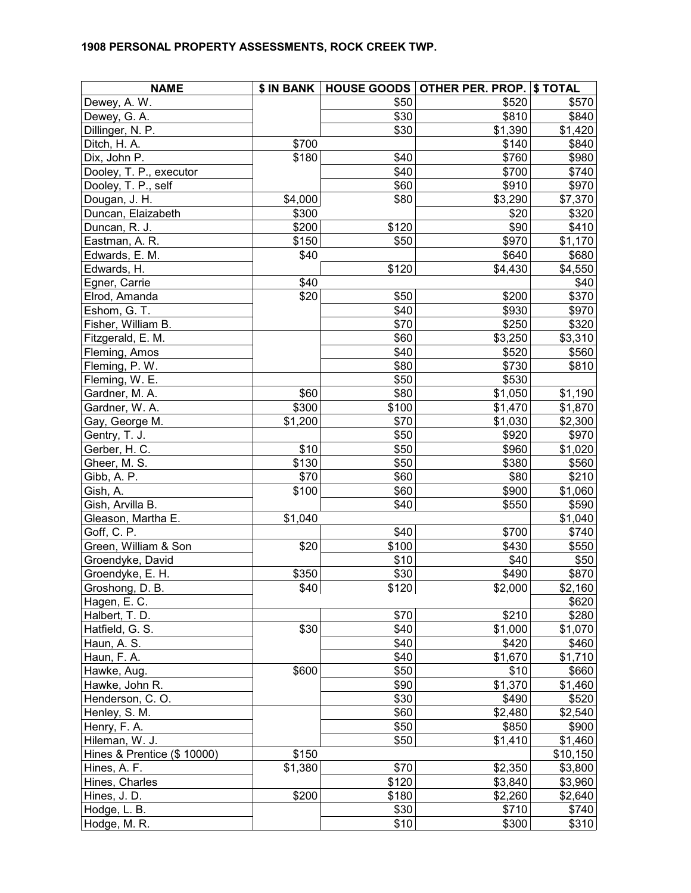**1908 PERSONAL PROPERTY ASSESSMENTS, ROCK CREEK TWP.**

| NAME | $ IN BANK | HOUSE GOODS | OTHER PER. PROP. | $ TOTAL |
|---|---|---|---|---|
| Dewey, A. W. | | $50 | $520 | $570 |
| Dewey, G. A. | | $30 | $810 | $840 |
| Dillinger, N. P. | | $30 | $1,390 | $1,420 |
| Ditch, H. A. | $700 | | $140 | $840 |
| Dix, John P. | $180 | $40 | $760 | $980 |
| Dooley, T. P., executor | | $40 | $700 | $740 |
| Dooley, T. P., self | | $60 | $910 | $970 |
| Dougan, J. H. | $4,000 | $80 | $3,290 | $7,370 |
| Duncan, Elaizabeth | $300 | | $20 | $320 |
| Duncan, R. J. | $200 | $120 | $90 | $410 |
| Eastman, A. R. | $150 | $50 | $970 | $1,170 |
| Edwards, E. M. | $40 | | $640 | $680 |
| Edwards, H. | | $120 | $4,430 | $4,550 |
| Egner, Carrie | $40 | | | $40 |
| Elrod, Amanda | $20 | $50 | $200 | $370 |
| Eshom, G. T. | | $40 | $930 | $970 |
| Fisher, William B. | | $70 | $250 | $320 |
| Fitzgerald, E. M. | | $60 | $3,250 | $3,310 |
| Fleming, Amos | | $40 | $520 | $560 |
| Fleming, P. W. | | $80 | $730 | $810 |
| Fleming, W. E. | | $50 | $530 | |
| Gardner, M. A. | $60 | $80 | $1,050 | $1,190 |
| Gardner, W. A. | $300 | $100 | $1,470 | $1,870 |
| Gay, George M. | $1,200 | $70 | $1,030 | $2,300 |
| Gentry, T. J. | | $50 | $920 | $970 |
| Gerber, H. C. | $10 | $50 | $960 | $1,020 |
| Gheer, M. S. | $130 | $50 | $380 | $560 |
| Gibb, A. P. | $70 | $60 | $80 | $210 |
| Gish, A. | $100 | $60 | $900 | $1,060 |
| Gish, Arvilla B. | | $40 | $550 | $590 |
| Gleason, Martha E. | $1,040 | | | $1,040 |
| Goff, C. P. | | $40 | $700 | $740 |
| Green, William & Son | $20 | $100 | $430 | $550 |
| Groendyke, David | | $10 | $40 | $50 |
| Groendyke, E. H. | $350 | $30 | $490 | $870 |
| Groshong, D. B. | $40 | $120 | $2,000 | $2,160 |
| Hagen, E. C. | | | | $620 |
| Halbert, T. D. | | $70 | $210 | $280 |
| Hatfield, G. S. | $30 | $40 | $1,000 | $1,070 |
| Haun, A. S. | | $40 | $420 | $460 |
| Haun, F. A. | | $40 | $1,670 | $1,710 |
| Hawke, Aug. | $600 | $50 | $10 | $660 |
| Hawke, John R. | | $90 | $1,370 | $1,460 |
| Henderson, C. O. | | $30 | $490 | $520 |
| Henley, S. M. | | $60 | $2,480 | $2,540 |
| Henry, F. A. | | $50 | $850 | $900 |
| Hileman, W. J. | | $50 | $1,410 | $1,460 |
| Hines & Prentice ($ 10000) | $150 | | | $10,150 |
| Hines, A. F. | $1,380 | $70 | $2,350 | $3,800 |
| Hines, Charles | | $120 | $3,840 | $3,960 |
| Hines, J. D. | $200 | $180 | $2,260 | $2,640 |
| Hodge, L. B. | | $30 | $710 | $740 |
| Hodge, M. R. | | $10 | $300 | $310 |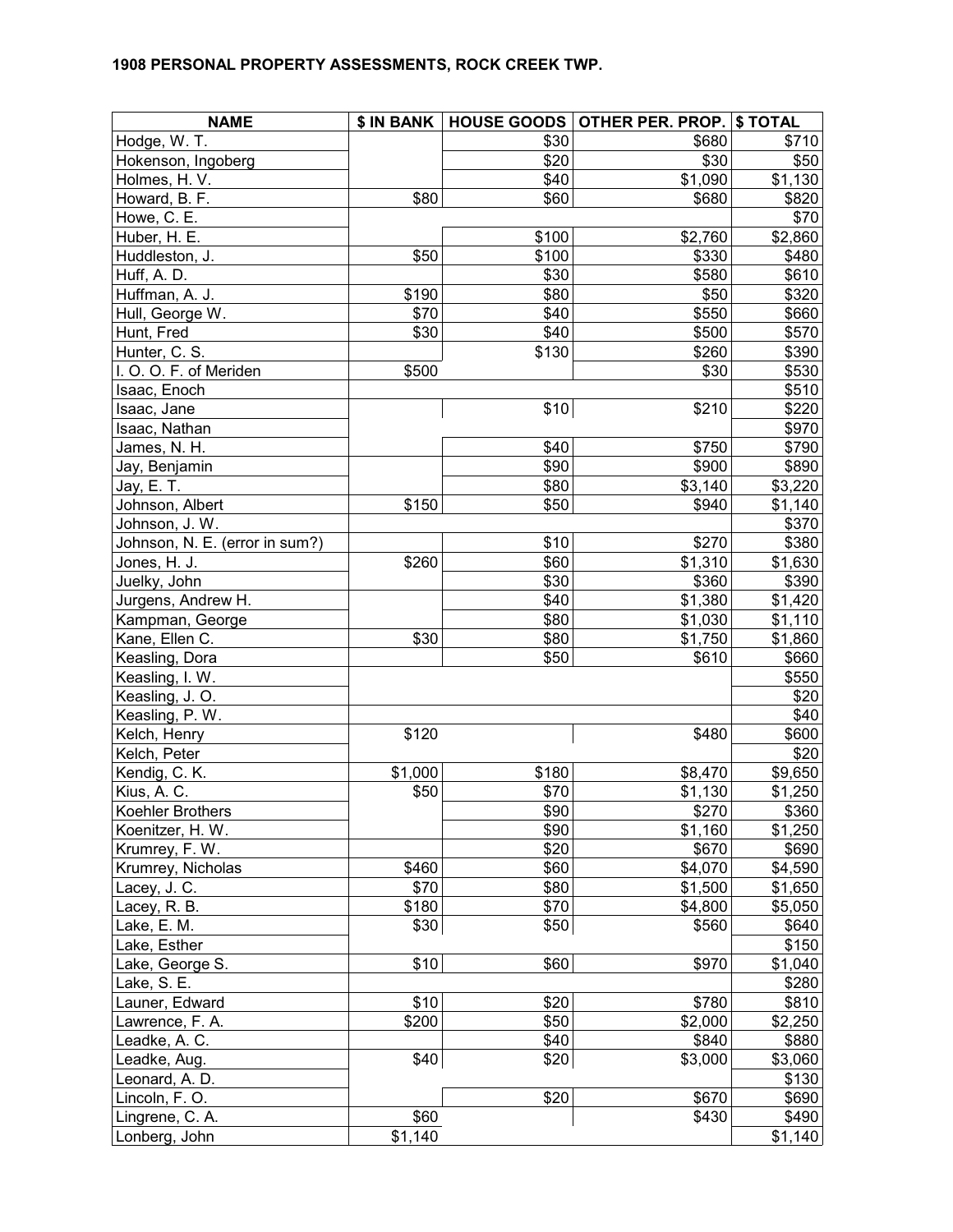**1908 PERSONAL PROPERTY ASSESSMENTS, ROCK CREEK TWP.**

| NAME | $ IN BANK | HOUSE GOODS | OTHER PER. PROP. | $ TOTAL |
|---|---|---|---|---|
| Hodge, W. T. | | $30 | $680 | $710 |
| Hokenson, Ingoberg | | $20 | $30 | $50 |
| Holmes, H. V. | | $40 | $1,090 | $1,130 |
| Howard, B. F. | $80 | $60 | $680 | $820 |
| Howe, C. E. | | | | $70 |
| Huber, H. E. | | $100 | $2,760 | $2,860 |
| Huddleston, J. | $50 | $100 | $330 | $480 |
| Huff, A. D. | | $30 | $580 | $610 |
| Huffman, A. J. | $190 | $80 | $50 | $320 |
| Hull, George W. | $70 | $40 | $550 | $660 |
| Hunt, Fred | $30 | $40 | $500 | $570 |
| Hunter, C. S. | | $130 | $260 | $390 |
| I. O. O. F. of Meriden | $500 | | $30 | $530 |
| Isaac, Enoch | | | | $510 |
| Isaac, Jane | | $10 | $210 | $220 |
| Isaac, Nathan | | | | $970 |
| James, N. H. | | $40 | $750 | $790 |
| Jay, Benjamin | | $90 | $900 | $890 |
| Jay, E. T. | | $80 | $3,140 | $3,220 |
| Johnson, Albert | $150 | $50 | $940 | $1,140 |
| Johnson, J. W. | | | | $370 |
| Johnson, N. E. (error in sum?) | | $10 | $270 | $380 |
| Jones, H. J. | $260 | $60 | $1,310 | $1,630 |
| Juelky, John | | $30 | $360 | $390 |
| Jurgens, Andrew H. | | $40 | $1,380 | $1,420 |
| Kampman, George | | $80 | $1,030 | $1,110 |
| Kane, Ellen C. | $30 | $80 | $1,750 | $1,860 |
| Keasling, Dora | | $50 | $610 | $660 |
| Keasling, I. W. | | | | $550 |
| Keasling, J. O. | | | | $20 |
| Keasling, P. W. | | | | $40 |
| Kelch, Henry | $120 | | $480 | $600 |
| Kelch, Peter | | | | $20 |
| Kendig, C. K. | $1,000 | $180 | $8,470 | $9,650 |
| Kius, A. C. | $50 | $70 | $1,130 | $1,250 |
| Koehler Brothers | | $90 | $270 | $360 |
| Koenitzer, H. W. | | $90 | $1,160 | $1,250 |
| Krumrey, F. W. | | $20 | $670 | $690 |
| Krumrey, Nicholas | $460 | $60 | $4,070 | $4,590 |
| Lacey, J. C. | $70 | $80 | $1,500 | $1,650 |
| Lacey, R. B. | $180 | $70 | $4,800 | $5,050 |
| Lake, E. M. | $30 | $50 | $560 | $640 |
| Lake, Esther | | | | $150 |
| Lake, George S. | $10 | $60 | $970 | $1,040 |
| Lake, S. E. | | | | $280 |
| Launer, Edward | $10 | $20 | $780 | $810 |
| Lawrence, F. A. | $200 | $50 | $2,000 | $2,250 |
| Leadke, A. C. | | $40 | $840 | $880 |
| Leadke, Aug. | $40 | $20 | $3,000 | $3,060 |
| Leonard, A. D. | | | | $130 |
| Lincoln, F. O. | | $20 | $670 | $690 |
| Lingrene, C. A. | $60 | | $430 | $490 |
| Lonberg, John | $1,140 | | | $1,140 |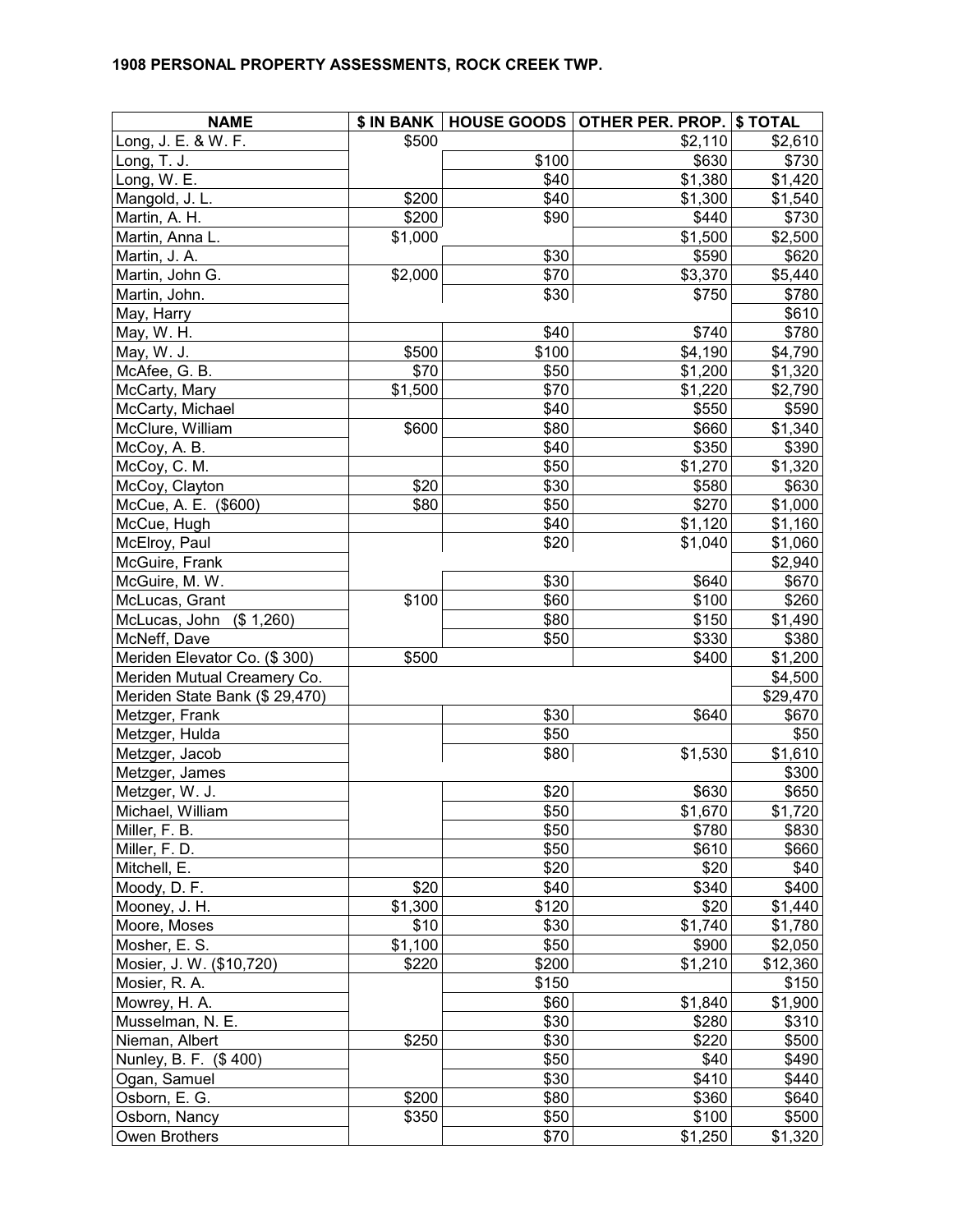**1908 PERSONAL PROPERTY ASSESSMENTS, ROCK CREEK TWP.**

| NAME | $ IN BANK | HOUSE GOODS | OTHER PER. PROP. | $ TOTAL |
|---|---|---|---|---|
| Long, J. E. & W. F. | $500 | | $2,110 | $2,610 |
| Long, T. J. | | $100 | $630 | $730 |
| Long, W. E. | | $40 | $1,380 | $1,420 |
| Mangold, J. L. | $200 | $40 | $1,300 | $1,540 |
| Martin, A. H. | $200 | $90 | $440 | $730 |
| Martin, Anna L. | $1,000 | | $1,500 | $2,500 |
| Martin, J. A. | | $30 | $590 | $620 |
| Martin, John G. | $2,000 | $70 | $3,370 | $5,440 |
| Martin, John. | | $30 | $750 | $780 |
| May, Harry | | | | $610 |
| May, W. H. | | $40 | $740 | $780 |
| May, W. J. | $500 | $100 | $4,190 | $4,790 |
| McAfee, G. B. | $70 | $50 | $1,200 | $1,320 |
| McCarty, Mary | $1,500 | $70 | $1,220 | $2,790 |
| McCarty, Michael | | $40 | $550 | $590 |
| McClure, William | $600 | $80 | $660 | $1,340 |
| McCoy, A. B. | | $40 | $350 | $390 |
| McCoy, C. M. | | $50 | $1,270 | $1,320 |
| McCoy, Clayton | $20 | $30 | $580 | $630 |
| McCue, A. E. ($600) | $80 | $50 | $270 | $1,000 |
| McCue, Hugh | | $40 | $1,120 | $1,160 |
| McElroy, Paul | | $20 | $1,040 | $1,060 |
| McGuire, Frank | | | | $2,940 |
| McGuire, M. W. | | $30 | $640 | $670 |
| McLucas, Grant | $100 | $60 | $100 | $260 |
| McLucas, John ($ 1,260) | | $80 | $150 | $1,490 |
| McNeff, Dave | | $50 | $330 | $380 |
| Meriden Elevator Co. ($ 300) | $500 | | $400 | $1,200 |
| Meriden Mutual Creamery Co. | | | | $4,500 |
| Meriden State Bank ($ 29,470) | | | | $29,470 |
| Metzger, Frank | | $30 | $640 | $670 |
| Metzger, Hulda | | $50 | | $50 |
| Metzger, Jacob | | $80 | $1,530 | $1,610 |
| Metzger, James | | | | $300 |
| Metzger, W. J. | | $20 | $630 | $650 |
| Michael, William | | $50 | $1,670 | $1,720 |
| Miller, F. B. | | $50 | $780 | $830 |
| Miller, F. D. | | $50 | $610 | $660 |
| Mitchell, E. | | $20 | $20 | $40 |
| Moody, D. F. | $20 | $40 | $340 | $400 |
| Mooney, J. H. | $1,300 | $120 | $20 | $1,440 |
| Moore, Moses | $10 | $30 | $1,740 | $1,780 |
| Mosher, E. S. | $1,100 | $50 | $900 | $2,050 |
| Mosier, J. W. ($10,720) | $220 | $200 | $1,210 | $12,360 |
| Mosier, R. A. | | $150 | | $150 |
| Mowrey, H. A. | | $60 | $1,840 | $1,900 |
| Musselman, N. E. | | $30 | $280 | $310 |
| Nieman, Albert | $250 | $30 | $220 | $500 |
| Nunley, B. F. ($ 400) | | $50 | $40 | $490 |
| Ogan, Samuel | | $30 | $410 | $440 |
| Osborn, E. G. | $200 | $80 | $360 | $640 |
| Osborn, Nancy | $350 | $50 | $100 | $500 |
| Owen Brothers | | $70 | $1,250 | $1,320 |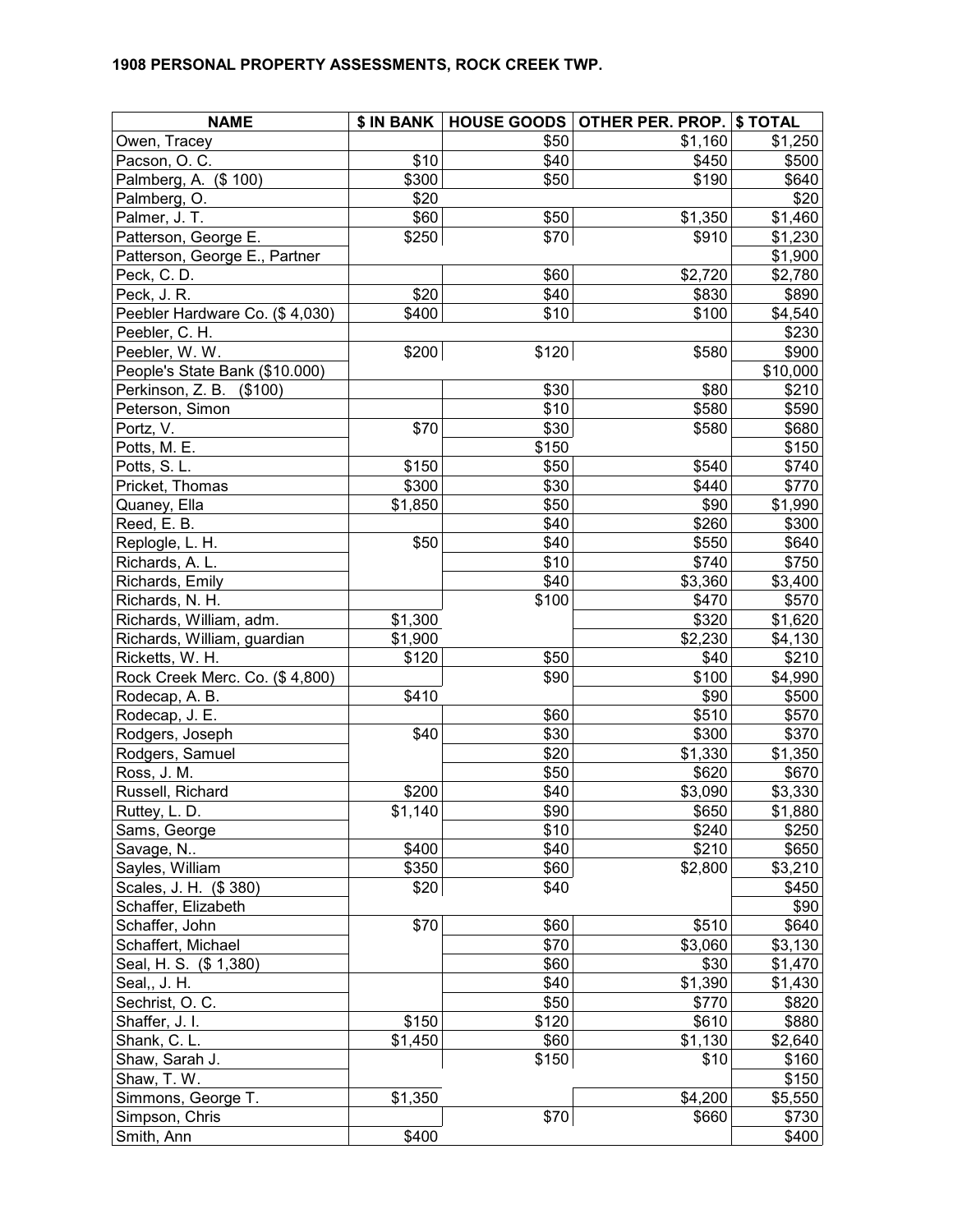**1908 PERSONAL PROPERTY ASSESSMENTS, ROCK CREEK TWP.**

| NAME | $ IN BANK | HOUSE GOODS | OTHER PER. PROP. | $ TOTAL |
|---|---|---|---|---|
| Owen, Tracey | | $50 | $1,160 | $1,250 |
| Pacson, O. C. | $10 | $40 | $450 | $500 |
| Palmberg, A. ($ 100) | $300 | $50 | $190 | $640 |
| Palmberg, O. | $20 | | | $20 |
| Palmer, J. T. | $60 | $50 | $1,350 | $1,460 |
| Patterson, George E. | $250 | $70 | $910 | $1,230 |
| Patterson, George E., Partner | | | | $1,900 |
| Peck, C. D. | | $60 | $2,720 | $2,780 |
| Peck, J. R. | $20 | $40 | $830 | $890 |
| Peebler Hardware Co. ($ 4,030) | $400 | $10 | $100 | $4,540 |
| Peebler, C. H. | | | | $230 |
| Peebler, W. W. | $200 | $120 | $580 | $900 |
| People's State Bank ($10.000) | | | | $10,000 |
| Perkinson, Z. B. ($100) | | $30 | $80 | $210 |
| Peterson, Simon | | $10 | $580 | $590 |
| Portz, V. | $70 | $30 | $580 | $680 |
| Potts, M. E. | | $150 | | $150 |
| Potts, S. L. | $150 | $50 | $540 | $740 |
| Pricket, Thomas | $300 | $30 | $440 | $770 |
| Quaney, Ella | $1,850 | $50 | $90 | $1,990 |
| Reed, E. B. | | $40 | $260 | $300 |
| Replogle, L. H. | $50 | $40 | $550 | $640 |
| Richards, A. L. | | $10 | $740 | $750 |
| Richards, Emily | | $40 | $3,360 | $3,400 |
| Richards, N. H. | | $100 | $470 | $570 |
| Richards, William, adm. | $1,300 | | $320 | $1,620 |
| Richards, William, guardian | $1,900 | | $2,230 | $4,130 |
| Ricketts, W. H. | $120 | $50 | $40 | $210 |
| Rock Creek Merc. Co. ($ 4,800) | | $90 | $100 | $4,990 |
| Rodecap, A. B. | $410 | | $90 | $500 |
| Rodecap, J. E. | | $60 | $510 | $570 |
| Rodgers, Joseph | $40 | $30 | $300 | $370 |
| Rodgers, Samuel | | $20 | $1,330 | $1,350 |
| Ross, J. M. | | $50 | $620 | $670 |
| Russell, Richard | $200 | $40 | $3,090 | $3,330 |
| Ruttey, L. D. | $1,140 | $90 | $650 | $1,880 |
| Sams, George | | $10 | $240 | $250 |
| Savage, N.. | $400 | $40 | $210 | $650 |
| Sayles, William | $350 | $60 | $2,800 | $3,210 |
| Scales, J. H. ($ 380) | $20 | $40 | | $450 |
| Schaffer, Elizabeth | | | | $90 |
| Schaffer, John | $70 | $60 | $510 | $640 |
| Schaffert, Michael | | $70 | $3,060 | $3,130 |
| Seal, H. S. ($ 1,380) | | $60 | $30 | $1,470 |
| Seal,, J. H. | | $40 | $1,390 | $1,430 |
| Sechrist, O. C. | | $50 | $770 | $820 |
| Shaffer, J. I. | $150 | $120 | $610 | $880 |
| Shank, C. L. | $1,450 | $60 | $1,130 | $2,640 |
| Shaw, Sarah J. | | $150 | $10 | $160 |
| Shaw, T. W. | | | | $150 |
| Simmons, George T. | $1,350 | | $4,200 | $5,550 |
| Simpson, Chris | | $70 | $660 | $730 |
| Smith, Ann | $400 | | | $400 |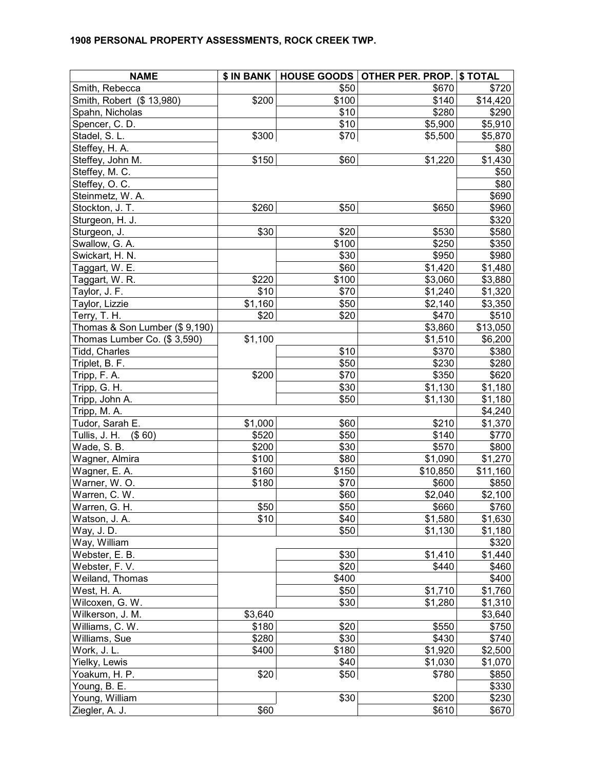**1908 PERSONAL PROPERTY ASSESSMENTS, ROCK CREEK TWP.**

| NAME | $ IN BANK | HOUSE GOODS | OTHER PER. PROP. | $ TOTAL |
|---|---|---|---|---|
| Smith, Rebecca | | $50 | $670 | $720 |
| Smith, Robert ($ 13,980) | $200 | $100 | $140 | $14,420 |
| Spahn, Nicholas | | $10 | $280 | $290 |
| Spencer, C. D. | | $10 | $5,900 | $5,910 |
| Stadel, S. L. | $300 | $70 | $5,500 | $5,870 |
| Steffey, H. A. | | | | $80 |
| Steffey, John M. | $150 | $60 | $1,220 | $1,430 |
| Steffey, M. C. | | | | $50 |
| Steffey, O. C. | | | | $80 |
| Steinmetz, W. A. | | | | $690 |
| Stockton, J. T. | $260 | $50 | $650 | $960 |
| Sturgeon, H. J. | | | | $320 |
| Sturgeon, J. | $30 | $20 | $530 | $580 |
| Swallow, G. A. | | $100 | $250 | $350 |
| Swickart, H. N. | | $30 | $950 | $980 |
| Taggart, W. E. | | $60 | $1,420 | $1,480 |
| Taggart, W. R. | $220 | $100 | $3,060 | $3,880 |
| Taylor, J. F. | $10 | $70 | $1,240 | $1,320 |
| Taylor, Lizzie | $1,160 | $50 | $2,140 | $3,350 |
| Terry, T. H. | $20 | $20 | $470 | $510 |
| Thomas & Son Lumber ($ 9,190) | | | $3,860 | $13,050 |
| Thomas Lumber Co. ($ 3,590) | $1,100 | | $1,510 | $6,200 |
| Tidd, Charles | | $10 | $370 | $380 |
| Triplet, B. F. | | $50 | $230 | $280 |
| Tripp, F. A. | $200 | $70 | $350 | $620 |
| Tripp, G. H. | | $30 | $1,130 | $1,180 |
| Tripp, John A. | | $50 | $1,130 | $1,180 |
| Tripp, M. A. | | | | $4,240 |
| Tudor, Sarah E. | $1,000 | $60 | $210 | $1,370 |
| Tullis, J. H. ($ 60) | $520 | $50 | $140 | $770 |
| Wade, S. B. | $200 | $30 | $570 | $800 |
| Wagner, Almira | $100 | $80 | $1,090 | $1,270 |
| Wagner, E. A. | $160 | $150 | $10,850 | $11,160 |
| Warner, W. O. | $180 | $70 | $600 | $850 |
| Warren, C. W. | | $60 | $2,040 | $2,100 |
| Warren, G. H. | $50 | $50 | $660 | $760 |
| Watson, J. A. | $10 | $40 | $1,580 | $1,630 |
| Way, J. D. | | $50 | $1,130 | $1,180 |
| Way, William | | | | $320 |
| Webster, E. B. | | $30 | $1,410 | $1,440 |
| Webster, F. V. | | $20 | $440 | $460 |
| Weiland, Thomas | | $400 | | $400 |
| West, H. A. | | $50 | $1,710 | $1,760 |
| Wilcoxen, G. W. | | $30 | $1,280 | $1,310 |
| Wilkerson, J. M. | $3,640 | | | $3,640 |
| Williams, C. W. | $180 | $20 | $550 | $750 |
| Williams, Sue | $280 | $30 | $430 | $740 |
| Work, J. L. | $400 | $180 | $1,920 | $2,500 |
| Yielky, Lewis | | $40 | $1,030 | $1,070 |
| Yoakum, H. P. | $20 | $50 | $780 | $850 |
| Young, B. E. | | | | $330 |
| Young, William | | $30 | $200 | $230 |
| Ziegler, A. J. | $60 | | $610 | $670 |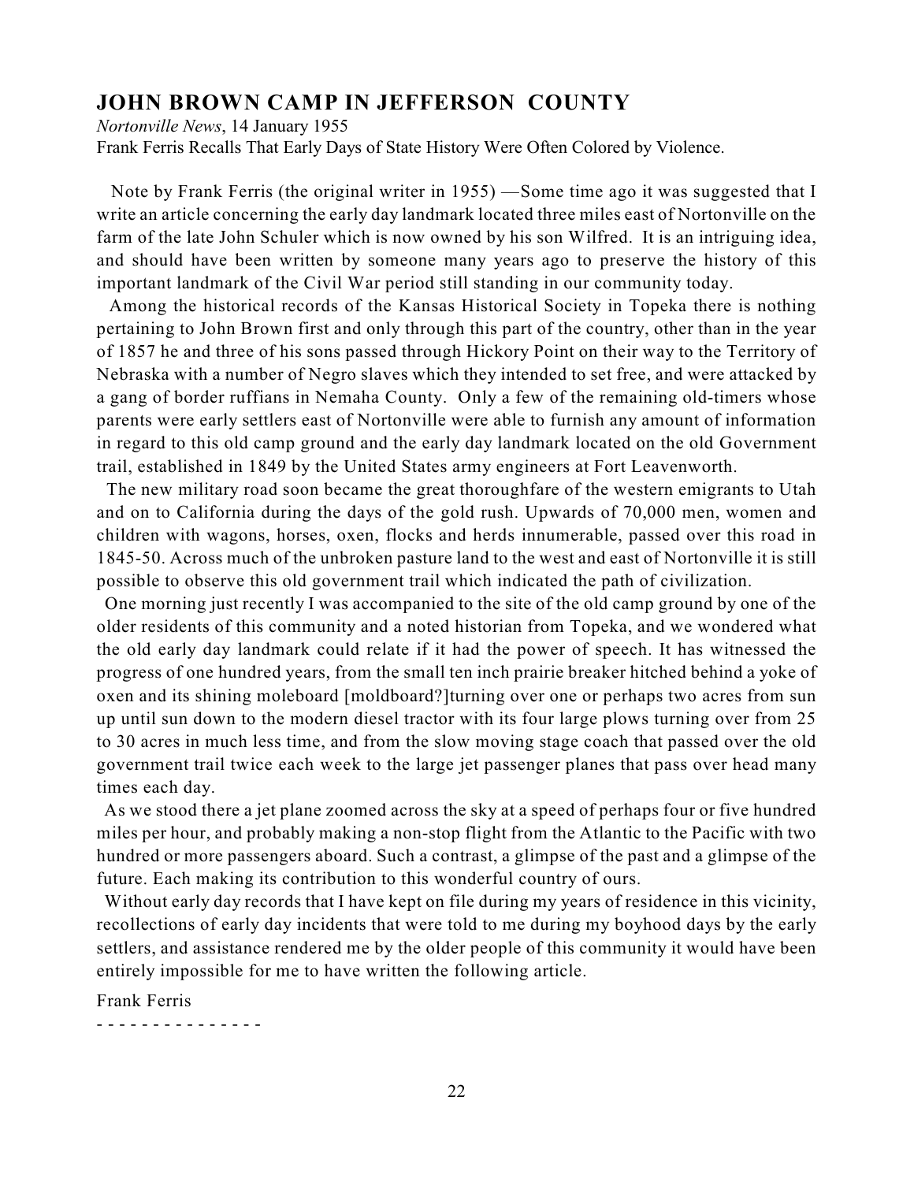## JOHN BROWN CAMP IN JEFFERSON COUNTY

*Nortonville News*, 14 January 1955

Frank Ferris Recalls That Early Days of State History Were Often Colored by Violence.

Note by Frank Ferris (the original writer in 1955) —Some time ago it was suggested that I write an article concerning the early day landmark located three miles east of Nortonville on the farm of the late John Schuler which is now owned by his son Wilfred. It is an intriguing idea, and should have been written by someone many years ago to preserve the history of this important landmark of the Civil War period still standing in our community today.

Among the historical records of the Kansas Historical Society in Topeka there is nothing pertaining to John Brown first and only through this part of the country, other than in the year of 1857 he and three of his sons passed through Hickory Point on their way to the Territory of Nebraska with a number of Negro slaves which they intended to set free, and were attacked by a gang of border ruffians in Nemaha County. Only a few of the remaining old-timers whose parents were early settlers east of Nortonville were able to furnish any amount of information in regard to this old camp ground and the early day landmark located on the old Government trail, established in 1849 by the United States army engineers at Fort Leavenworth.

The new military road soon became the great thoroughfare of the western emigrants to Utah and on to California during the days of the gold rush. Upwards of 70,000 men, women and children with wagons, horses, oxen, flocks and herds innumerable, passed over this road in 1845-50. Across much of the unbroken pasture land to the west and east of Nortonville it is still possible to observe this old government trail which indicated the path of civilization.

One morning just recently I was accompanied to the site of the old camp ground by one of the older residents of this community and a noted historian from Topeka, and we wondered what the old early day landmark could relate if it had the power of speech. It has witnessed the progress of one hundred years, from the small ten inch prairie breaker hitched behind a yoke of oxen and its shining moleboard [moldboard?]turning over one or perhaps two acres from sun up until sun down to the modern diesel tractor with its four large plows turning over from 25 to 30 acres in much less time, and from the slow moving stage coach that passed over the old government trail twice each week to the large jet passenger planes that pass over head many times each day.

As we stood there a jet plane zoomed across the sky at a speed of perhaps four or five hundred miles per hour, and probably making a non-stop flight from the Atlantic to the Pacific with two hundred or more passengers aboard. Such a contrast, a glimpse of the past and a glimpse of the future. Each making its contribution to this wonderful country of ours.

Without early day records that I have kept on file during my years of residence in this vicinity, recollections of early day incidents that were told to me during my boyhood days by the early settlers, and assistance rendered me by the older people of this community it would have been entirely impossible for me to have written the following article.

Frank Ferris

- - - - - - - - - - - - - - -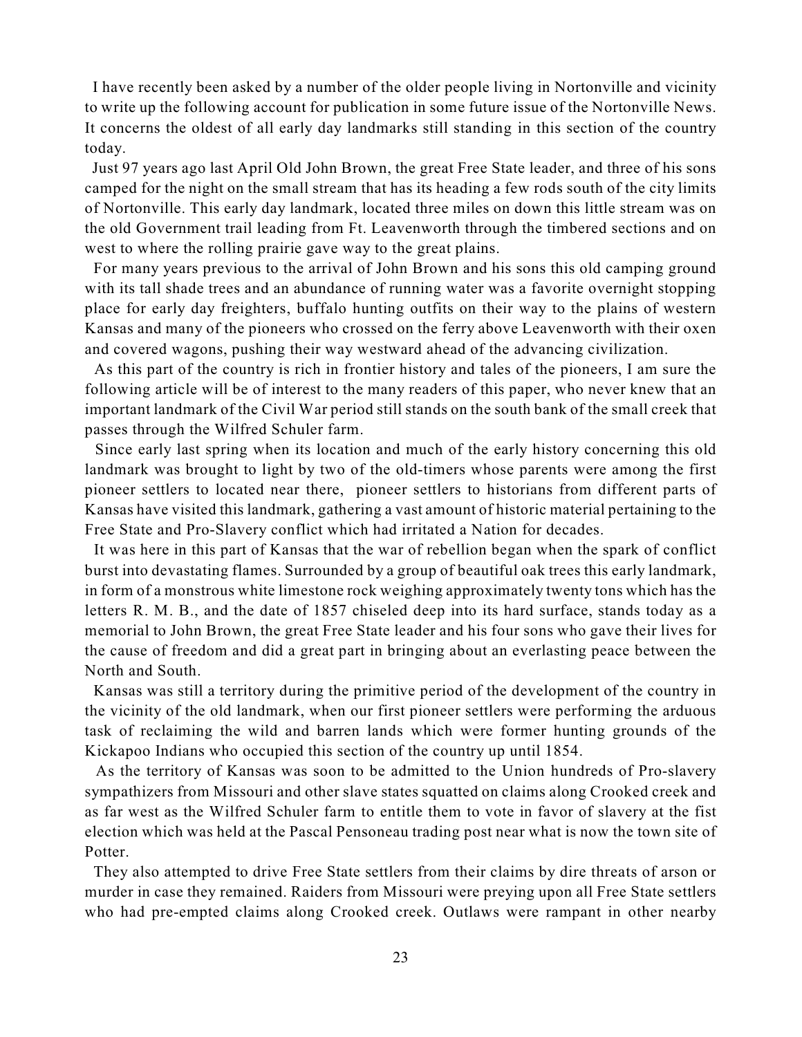I have recently been asked by a number of the older people living in Nortonville and vicinity to write up the following account for publication in some future issue of the Nortonville News. It concerns the oldest of all early day landmarks still standing in this section of the country today.

Just 97 years ago last April Old John Brown, the great Free State leader, and three of his sons camped for the night on the small stream that has its heading a few rods south of the city limits of Nortonville. This early day landmark, located three miles on down this little stream was on the old Government trail leading from Ft. Leavenworth through the timbered sections and on west to where the rolling prairie gave way to the great plains.

For many years previous to the arrival of John Brown and his sons this old camping ground with its tall shade trees and an abundance of running water was a favorite overnight stopping place for early day freighters, buffalo hunting outfits on their way to the plains of western Kansas and many of the pioneers who crossed on the ferry above Leavenworth with their oxen and covered wagons, pushing their way westward ahead of the advancing civilization.

As this part of the country is rich in frontier history and tales of the pioneers, I am sure the following article will be of interest to the many readers of this paper, who never knew that an important landmark of the Civil War period still stands on the south bank of the small creek that passes through the Wilfred Schuler farm.

Since early last spring when its location and much of the early history concerning this old landmark was brought to light by two of the old-timers whose parents were among the first pioneer settlers to located near there, pioneer settlers to historians from different parts of Kansas have visited this landmark, gathering a vast amount of historic material pertaining to the Free State and Pro-Slavery conflict which had irritated a Nation for decades.

It was here in this part of Kansas that the war of rebellion began when the spark of conflict burst into devastating flames. Surrounded by a group of beautiful oak trees this early landmark, in form of a monstrous white limestone rock weighing approximately twenty tons which has the letters R. M. B., and the date of 1857 chiseled deep into its hard surface, stands today as a memorial to John Brown, the great Free State leader and his four sons who gave their lives for the cause of freedom and did a great part in bringing about an everlasting peace between the North and South.

Kansas was still a territory during the primitive period of the development of the country in the vicinity of the old landmark, when our first pioneer settlers were performing the arduous task of reclaiming the wild and barren lands which were former hunting grounds of the Kickapoo Indians who occupied this section of the country up until 1854.

As the territory of Kansas was soon to be admitted to the Union hundreds of Pro-slavery sympathizers from Missouri and other slave states squatted on claims along Crooked creek and as far west as the Wilfred Schuler farm to entitle them to vote in favor of slavery at the fist election which was held at the Pascal Pensoneau trading post near what is now the town site of Potter.

They also attempted to drive Free State settlers from their claims by dire threats of arson or murder in case they remained. Raiders from Missouri were preying upon all Free State settlers who had pre-empted claims along Crooked creek. Outlaws were rampant in other nearby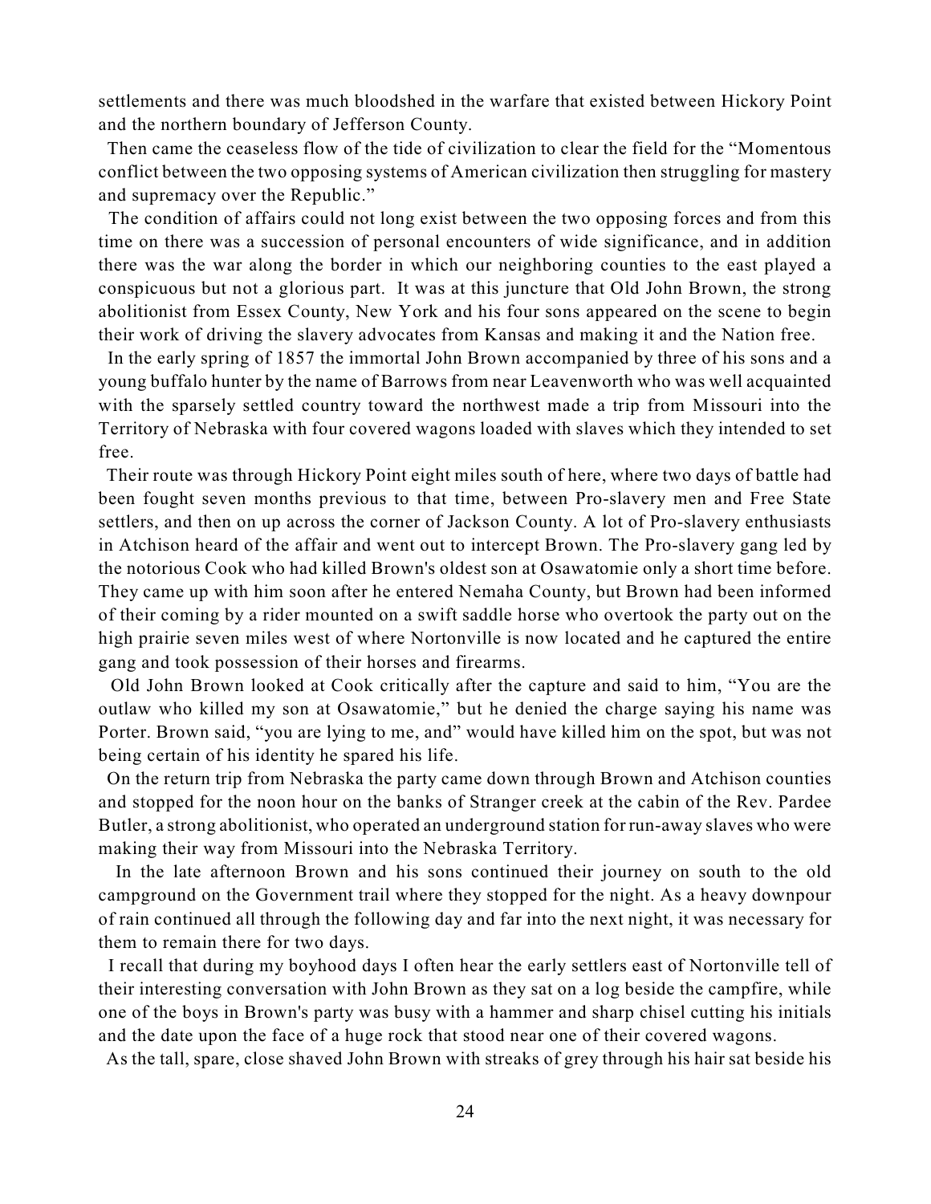settlements and there was much bloodshed in the warfare that existed between Hickory Point and the northern boundary of Jefferson County.

Then came the ceaseless flow of the tide of civilization to clear the field for the "Momentous conflict between the two opposing systems of American civilization then struggling for mastery and supremacy over the Republic."

The condition of affairs could not long exist between the two opposing forces and from this time on there was a succession of personal encounters of wide significance, and in addition there was the war along the border in which our neighboring counties to the east played a conspicuous but not a glorious part. It was at this juncture that Old John Brown, the strong abolitionist from Essex County, New York and his four sons appeared on the scene to begin their work of driving the slavery advocates from Kansas and making it and the Nation free.

In the early spring of 1857 the immortal John Brown accompanied by three of his sons and a young buffalo hunter by the name of Barrows from near Leavenworth who was well acquainted with the sparsely settled country toward the northwest made a trip from Missouri into the Territory of Nebraska with four covered wagons loaded with slaves which they intended to set free.

Their route was through Hickory Point eight miles south of here, where two days of battle had been fought seven months previous to that time, between Pro-slavery men and Free State settlers, and then on up across the corner of Jackson County. A lot of Pro-slavery enthusiasts in Atchison heard of the affair and went out to intercept Brown. The Pro-slavery gang led by the notorious Cook who had killed Brown's oldest son at Osawatomie only a short time before. They came up with him soon after he entered Nemaha County, but Brown had been informed of their coming by a rider mounted on a swift saddle horse who overtook the party out on the high prairie seven miles west of where Nortonville is now located and he captured the entire gang and took possession of their horses and firearms.

Old John Brown looked at Cook critically after the capture and said to him, "You are the outlaw who killed my son at Osawatomie," but he denied the charge saying his name was Porter. Brown said, "you are lying to me, and" would have killed him on the spot, but was not being certain of his identity he spared his life.

On the return trip from Nebraska the party came down through Brown and Atchison counties and stopped for the noon hour on the banks of Stranger creek at the cabin of the Rev. Pardee Butler, a strong abolitionist, who operated an underground station for run-away slaves who were making their way from Missouri into the Nebraska Territory.

In the late afternoon Brown and his sons continued their journey on south to the old campground on the Government trail where they stopped for the night. As a heavy downpour of rain continued all through the following day and far into the next night, it was necessary for them to remain there for two days.

I recall that during my boyhood days I often hear the early settlers east of Nortonville tell of their interesting conversation with John Brown as they sat on a log beside the campfire, while one of the boys in Brown's party was busy with a hammer and sharp chisel cutting his initials and the date upon the face of a huge rock that stood near one of their covered wagons.

As the tall, spare, close shaved John Brown with streaks of grey through his hair sat beside his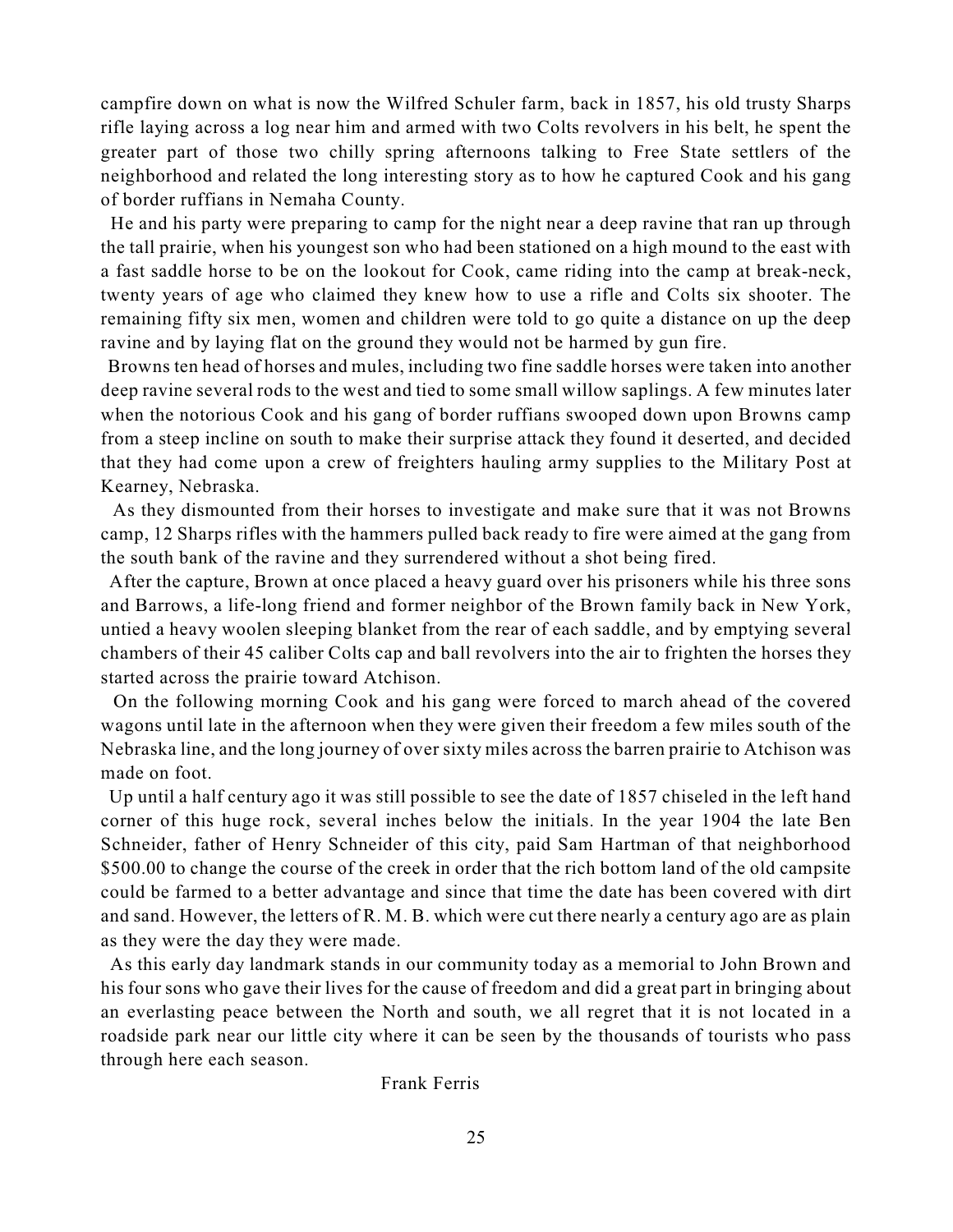campfire down on what is now the Wilfred Schuler farm, back in 1857, his old trusty Sharps rifle laying across a log near him and armed with two Colts revolvers in his belt, he spent the greater part of those two chilly spring afternoons talking to Free State settlers of the neighborhood and related the long interesting story as to how he captured Cook and his gang of border ruffians in Nemaha County.

He and his party were preparing to camp for the night near a deep ravine that ran up through the tall prairie, when his youngest son who had been stationed on a high mound to the east with a fast saddle horse to be on the lookout for Cook, came riding into the camp at break-neck, twenty years of age who claimed they knew how to use a rifle and Colts six shooter. The remaining fifty six men, women and children were told to go quite a distance on up the deep ravine and by laying flat on the ground they would not be harmed by gun fire.

Browns ten head of horses and mules, including two fine saddle horses were taken into another deep ravine several rods to the west and tied to some small willow saplings. A few minutes later when the notorious Cook and his gang of border ruffians swooped down upon Browns camp from a steep incline on south to make their surprise attack they found it deserted, and decided that they had come upon a crew of freighters hauling army supplies to the Military Post at Kearney, Nebraska.

As they dismounted from their horses to investigate and make sure that it was not Browns camp, 12 Sharps rifles with the hammers pulled back ready to fire were aimed at the gang from the south bank of the ravine and they surrendered without a shot being fired.

After the capture, Brown at once placed a heavy guard over his prisoners while his three sons and Barrows, a life-long friend and former neighbor of the Brown family back in New York, untied a heavy woolen sleeping blanket from the rear of each saddle, and by emptying several chambers of their 45 caliber Colts cap and ball revolvers into the air to frighten the horses they started across the prairie toward Atchison.

On the following morning Cook and his gang were forced to march ahead of the covered wagons until late in the afternoon when they were given their freedom a few miles south of the Nebraska line, and the long journey of over sixty miles across the barren prairie to Atchison was made on foot.

Up until a half century ago it was still possible to see the date of 1857 chiseled in the left hand corner of this huge rock, several inches below the initials. In the year 1904 the late Ben Schneider, father of Henry Schneider of this city, paid Sam Hartman of that neighborhood $500.00 to change the course of the creek in order that the rich bottom land of the old campsite could be farmed to a better advantage and since that time the date has been covered with dirt and sand. However, the letters of R. M. B. which were cut there nearly a century ago are as plain as they were the day they were made.

As this early day landmark stands in our community today as a memorial to John Brown and his four sons who gave their lives for the cause of freedom and did a great part in bringing about an everlasting peace between the North and south, we all regret that it is not located in a roadside park near our little city where it can be seen by the thousands of tourists who pass through here each season.

Frank Ferris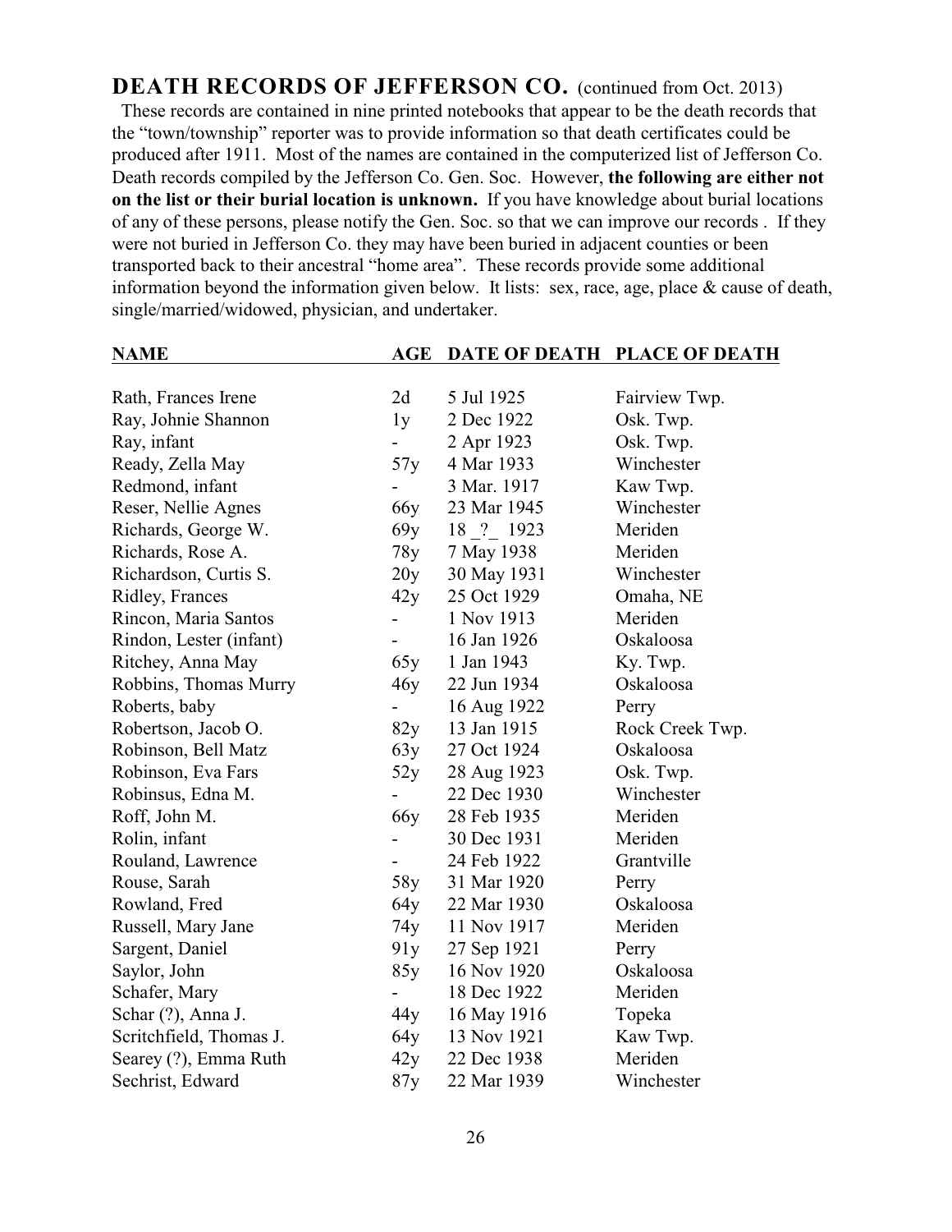## DEATH RECORDS OF JEFFERSON CO. (continued from Oct. 2013)

These records are contained in nine printed notebooks that appear to be the death records that the "town/township" reporter was to provide information so that death certificates could be produced after 1911. Most of the names are contained in the computerized list of Jefferson Co. Death records compiled by the Jefferson Co. Gen. Soc. However, **the following are either not on the list or their burial location is unknown.** If you have knowledge about burial locations of any of these persons, please notify the Gen. Soc. so that we can improve our records . If they were not buried in Jefferson Co. they may have been buried in adjacent counties or been transported back to their ancestral "home area". These records provide some additional information beyond the information given below. It lists: sex, race, age, place & cause of death, single/married/widowed, physician, and undertaker.

| NAME | AGE | DATE OF DEATH | PLACE OF DEATH |
|---|---|---|---|
| Rath, Frances Irene | 2d | 5 Jul 1925 | Fairview Twp. |
| Ray, Johnie Shannon | 1y | 2 Dec 1922 | Osk. Twp. |
| Ray, infant | - | 2 Apr 1923 | Osk. Twp. |
| Ready, Zella May | 57y | 4 Mar 1933 | Winchester |
| Redmond, infant | - | 3 Mar. 1917 | Kaw Twp. |
| Reser, Nellie Agnes | 66y | 23 Mar 1945 | Winchester |
| Richards, George W. | 69y | 18 _?_ 1923 | Meriden |
| Richards, Rose A. | 78y | 7 May 1938 | Meriden |
| Richardson, Curtis S. | 20y | 30 May 1931 | Winchester |
| Ridley, Frances | 42y | 25 Oct 1929 | Omaha, NE |
| Rincon, Maria Santos | - | 1 Nov 1913 | Meriden |
| Rindon, Lester (infant) | - | 16 Jan 1926 | Oskaloosa |
| Ritchey, Anna May | 65y | 1 Jan 1943 | Ky. Twp. |
| Robbins, Thomas Murry | 46y | 22 Jun 1934 | Oskaloosa |
| Roberts, baby | - | 16 Aug 1922 | Perry |
| Robertson, Jacob O. | 82y | 13 Jan 1915 | Rock Creek Twp. |
| Robinson, Bell Matz | 63y | 27 Oct 1924 | Oskaloosa |
| Robinson, Eva Fars | 52y | 28 Aug 1923 | Osk. Twp. |
| Robinsus, Edna M. | - | 22 Dec 1930 | Winchester |
| Roff, John M. | 66y | 28 Feb 1935 | Meriden |
| Rolin, infant | - | 30 Dec 1931 | Meriden |
| Rouland, Lawrence | - | 24 Feb 1922 | Grantville |
| Rouse, Sarah | 58y | 31 Mar 1920 | Perry |
| Rowland, Fred | 64y | 22 Mar 1930 | Oskaloosa |
| Russell, Mary Jane | 74y | 11 Nov 1917 | Meriden |
| Sargent, Daniel | 91y | 27 Sep 1921 | Perry |
| Saylor, John | 85y | 16 Nov 1920 | Oskaloosa |
| Schafer, Mary | - | 18 Dec 1922 | Meriden |
| Schar (?), Anna J. | 44y | 16 May 1916 | Topeka |
| Scritchfield, Thomas J. | 64y | 13 Nov 1921 | Kaw Twp. |
| Searey (?), Emma Ruth | 42y | 22 Dec 1938 | Meriden |
| Sechrist, Edward | 87y | 22 Mar 1939 | Winchester |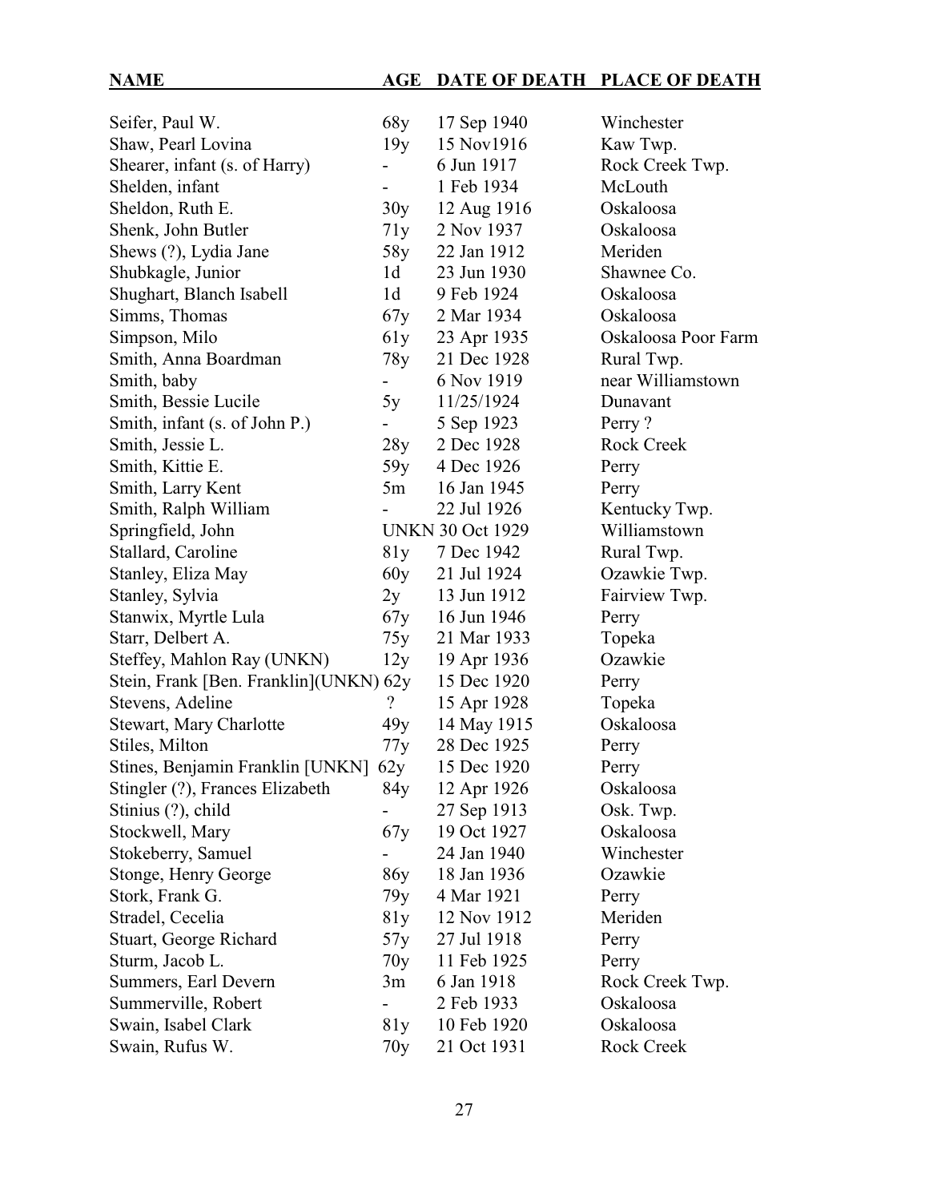| NAME | AGE | DATE OF DEATH | PLACE OF DEATH |
|---|---|---|---|
| Seifer, Paul W. | 68y | 17 Sep 1940 | Winchester |
| Shaw, Pearl Lovina | 19y | 15 Nov1916 | Kaw Twp. |
| Shearer, infant (s. of Harry) | - | 6 Jun 1917 | Rock Creek Twp. |
| Shelden, infant | - | 1 Feb 1934 | McLouth |
| Sheldon, Ruth E. | 30y | 12 Aug 1916 | Oskaloosa |
| Shenk, John Butler | 71y | 2 Nov 1937 | Oskaloosa |
| Shews (?), Lydia Jane | 58y | 22 Jan 1912 | Meriden |
| Shubkagle, Junior | 1d | 23 Jun 1930 | Shawnee Co. |
| Shughart, Blanch Isabell | 1d | 9 Feb 1924 | Oskaloosa |
| Simms, Thomas | 67y | 2 Mar 1934 | Oskaloosa |
| Simpson, Milo | 61y | 23 Apr 1935 | Oskaloosa Poor Farm |
| Smith, Anna Boardman | 78y | 21 Dec 1928 | Rural Twp. |
| Smith, baby | - | 6 Nov 1919 | near Williamstown |
| Smith, Bessie Lucile | 5y | 11/25/1924 | Dunavant |
| Smith, infant (s. of John P.) | - | 5 Sep 1923 | Perry ? |
| Smith, Jessie L. | 28y | 2 Dec 1928 | Rock Creek |
| Smith, Kittie E. | 59y | 4 Dec 1926 | Perry |
| Smith, Larry Kent | 5m | 16 Jan 1945 | Perry |
| Smith, Ralph William | - | 22 Jul 1926 | Kentucky Twp. |
| Springfield, John | UNKN | 30 Oct 1929 | Williamstown |
| Stallard, Caroline | 81y | 7 Dec 1942 | Rural Twp. |
| Stanley, Eliza May | 60y | 21 Jul 1924 | Ozawkie Twp. |
| Stanley, Sylvia | 2y | 13 Jun 1912 | Fairview Twp. |
| Stanwix, Myrtle Lula | 67y | 16 Jun 1946 | Perry |
| Starr, Delbert A. | 75y | 21 Mar 1933 | Topeka |
| Steffey, Mahlon Ray (UNKN) | 12y | 19 Apr 1936 | Ozawkie |
| Stein, Frank [Ben. Franklin](UNKN) | 62y | 15 Dec 1920 | Perry |
| Stevens, Adeline | ? | 15 Apr 1928 | Topeka |
| Stewart, Mary Charlotte | 49y | 14 May 1915 | Oskaloosa |
| Stiles, Milton | 77y | 28 Dec 1925 | Perry |
| Stines, Benjamin Franklin [UNKN] | 62y | 15 Dec 1920 | Perry |
| Stingler (?), Frances Elizabeth | 84y | 12 Apr 1926 | Oskaloosa |
| Stinius (?), child | - | 27 Sep 1913 | Osk. Twp. |
| Stockwell, Mary | 67y | 19 Oct 1927 | Oskaloosa |
| Stokeberry, Samuel | - | 24 Jan 1940 | Winchester |
| Stonge, Henry George | 86y | 18 Jan 1936 | Ozawkie |
| Stork, Frank G. | 79y | 4 Mar 1921 | Perry |
| Stradel, Cecelia | 81y | 12 Nov 1912 | Meriden |
| Stuart, George Richard | 57y | 27 Jul 1918 | Perry |
| Sturm, Jacob L. | 70y | 11 Feb 1925 | Perry |
| Summers, Earl Devern | 3m | 6 Jan 1918 | Rock Creek Twp. |
| Summerville, Robert | - | 2 Feb 1933 | Oskaloosa |
| Swain, Isabel Clark | 81y | 10 Feb 1920 | Oskaloosa |
| Swain, Rufus W. | 70y | 21 Oct 1931 | Rock Creek |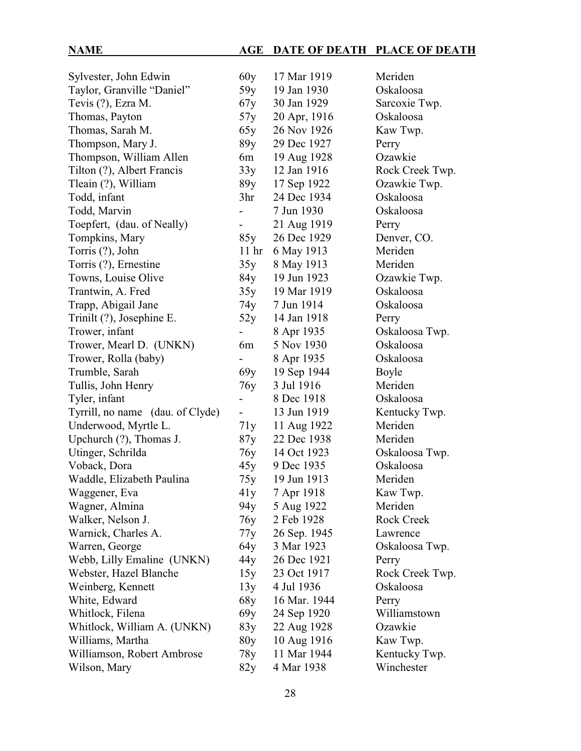| NAME | AGE | DATE OF DEATH | PLACE OF DEATH |
|---|---|---|---|
| Sylvester, John Edwin | 60y | 17 Mar 1919 | Meriden |
| Taylor, Granville "Daniel" | 59y | 19 Jan 1930 | Oskaloosa |
| Tevis (?), Ezra M. | 67y | 30 Jan 1929 | Sarcoxie Twp. |
| Thomas, Payton | 57y | 20 Apr, 1916 | Oskaloosa |
| Thomas, Sarah M. | 65y | 26 Nov 1926 | Kaw Twp. |
| Thompson, Mary J. | 89y | 29 Dec 1927 | Perry |
| Thompson, William Allen | 6m | 19 Aug 1928 | Ozawkie |
| Tilton (?), Albert Francis | 33y | 12 Jan 1916 | Rock Creek Twp. |
| Tleain (?), William | 89y | 17 Sep 1922 | Ozawkie Twp. |
| Todd, infant | 3hr | 24 Dec 1934 | Oskaloosa |
| Todd, Marvin | - | 7 Jun 1930 | Oskaloosa |
| Toepfert, (dau. of Neally) | - | 21 Aug 1919 | Perry |
| Tompkins, Mary | 85y | 26 Dec 1929 | Denver, CO. |
| Torris (?), John | 11 hr | 6 May 1913 | Meriden |
| Torris (?), Ernestine | 35y | 8 May 1913 | Meriden |
| Towns, Louise Olive | 84y | 19 Jun 1923 | Ozawkie Twp. |
| Trantwin, A. Fred | 35y | 19 Mar 1919 | Oskaloosa |
| Trapp, Abigail Jane | 74y | 7 Jun 1914 | Oskaloosa |
| Trinilt (?), Josephine E. | 52y | 14 Jan 1918 | Perry |
| Trower, infant | - | 8 Apr 1935 | Oskaloosa Twp. |
| Trower, Mearl D. (UNKN) | 6m | 5 Nov 1930 | Oskaloosa |
| Trower, Rolla (baby) | - | 8 Apr 1935 | Oskaloosa |
| Trumble, Sarah | 69y | 19 Sep 1944 | Boyle |
| Tullis, John Henry | 76y | 3 Jul 1916 | Meriden |
| Tyler, infant | - | 8 Dec 1918 | Oskaloosa |
| Tyrrill, no name (dau. of Clyde) | - | 13 Jun 1919 | Kentucky Twp. |
| Underwood, Myrtle L. | 71y | 11 Aug 1922 | Meriden |
| Upchurch (?), Thomas J. | 87y | 22 Dec 1938 | Meriden |
| Utinger, Schrilda | 76y | 14 Oct 1923 | Oskaloosa Twp. |
| Voback, Dora | 45y | 9 Dec 1935 | Oskaloosa |
| Waddle, Elizabeth Paulina | 75y | 19 Jun 1913 | Meriden |
| Waggener, Eva | 41y | 7 Apr 1918 | Kaw Twp. |
| Wagner, Almina | 94y | 5 Aug 1922 | Meriden |
| Walker, Nelson J. | 76y | 2 Feb 1928 | Rock Creek |
| Warnick, Charles A. | 77y | 26 Sep. 1945 | Lawrence |
| Warren, George | 64y | 3 Mar 1923 | Oskaloosa Twp. |
| Webb, Lilly Emaline (UNKN) | 44y | 26 Dec 1921 | Perry |
| Webster, Hazel Blanche | 15y | 23 Oct 1917 | Rock Creek Twp. |
| Weinberg, Kennett | 13y | 4 Jul 1936 | Oskaloosa |
| White, Edward | 68y | 16 Mar. 1944 | Perry |
| Whitlock, Filena | 69y | 24 Sep 1920 | Williamstown |
| Whitlock, William A. (UNKN) | 83y | 22 Aug 1928 | Ozawkie |
| Williams, Martha | 80y | 10 Aug 1916 | Kaw Twp. |
| Williamson, Robert Ambrose | 78y | 11 Mar 1944 | Kentucky Twp. |
| Wilson, Mary | 82y | 4 Mar 1938 | Winchester |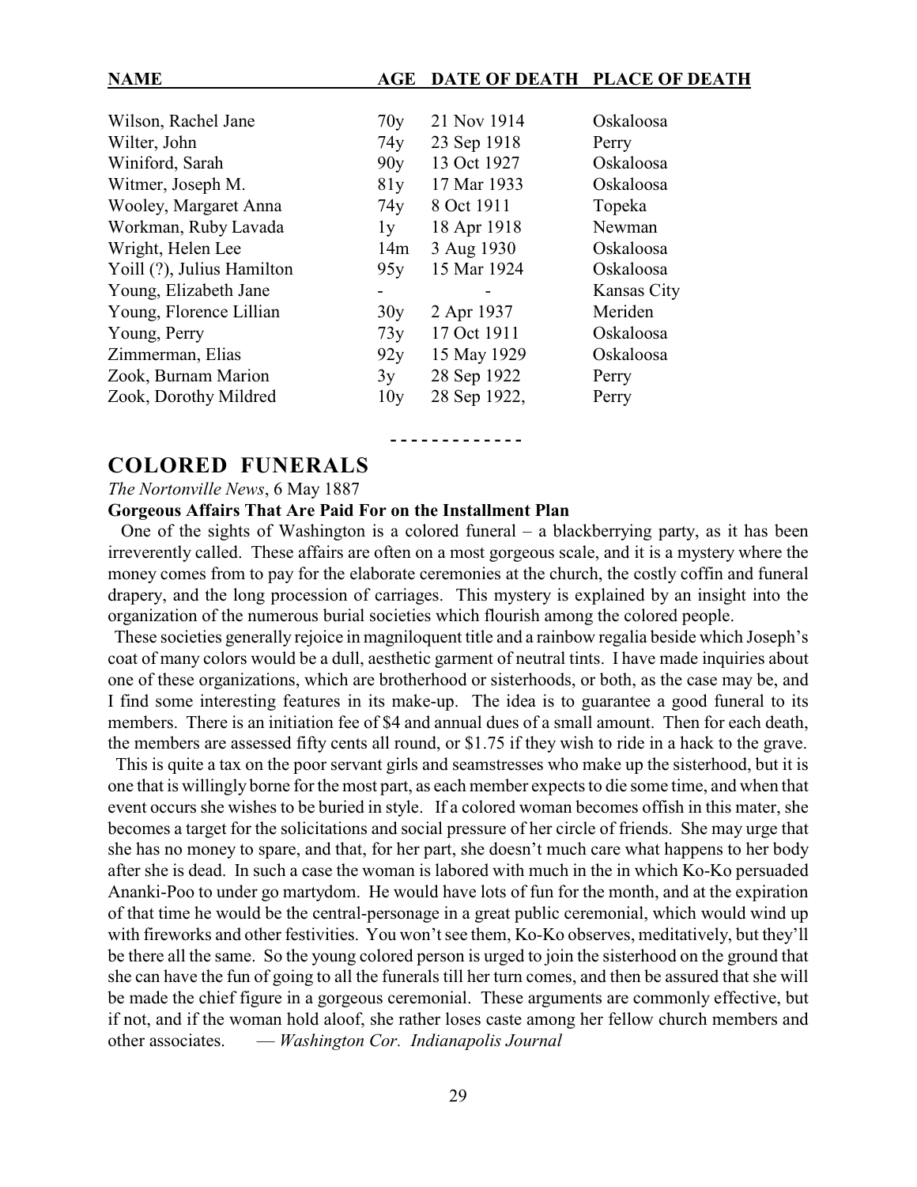| NAME | AGE | DATE OF DEATH | PLACE OF DEATH |
|---|---|---|---|
| Wilson, Rachel Jane | 70y | 21 Nov 1914 | Oskaloosa |
| Wilter, John | 74y | 23 Sep 1918 | Perry |
| Winiford, Sarah | 90y | 13 Oct 1927 | Oskaloosa |
| Witmer, Joseph M. | 81y | 17 Mar 1933 | Oskaloosa |
| Wooley, Margaret Anna | 74y | 8 Oct 1911 | Topeka |
| Workman, Ruby Lavada | 1y | 18 Apr 1918 | Newman |
| Wright, Helen Lee | 14m | 3 Aug 1930 | Oskaloosa |
| Yoill (?), Julius Hamilton | 95y | 15 Mar 1924 | Oskaloosa |
| Young, Elizabeth Jane | - | - | Kansas City |
| Young, Florence Lillian | 30y | 2 Apr 1937 | Meriden |
| Young, Perry | 73y | 17 Oct 1911 | Oskaloosa |
| Zimmerman, Elias | 92y | 15 May 1929 | Oskaloosa |
| Zook, Burnam Marion | 3y | 28 Sep 1922 | Perry |
| Zook, Dorothy Mildred | 10y | 28 Sep 1922, | Perry |

- - - - - - - - - - - - -

## COLORED FUNERALS

*The Nortonville News*, 6 May 1887

**Gorgeous Affairs That Are Paid For on the Installment Plan**

One of the sights of Washington is a colored funeral – a blackberrying party, as it has been irreverently called. These affairs are often on a most gorgeous scale, and it is a mystery where the money comes from to pay for the elaborate ceremonies at the church, the costly coffin and funeral drapery, and the long procession of carriages. This mystery is explained by an insight into the organization of the numerous burial societies which flourish among the colored people.

These societies generally rejoice in magniloquent title and a rainbow regalia beside which Joseph's coat of many colors would be a dull, aesthetic garment of neutral tints. I have made inquiries about one of these organizations, which are brotherhood or sisterhoods, or both, as the case may be, and I find some interesting features in its make-up. The idea is to guarantee a good funeral to its members. There is an initiation fee of $4 and annual dues of a small amount. Then for each death, the members are assessed fifty cents all round, or $1.75 if they wish to ride in a hack to the grave.

This is quite a tax on the poor servant girls and seamstresses who make up the sisterhood, but it is one that is willingly borne for the most part, as each member expects to die some time, and when that event occurs she wishes to be buried in style. If a colored woman becomes offish in this mater, she becomes a target for the solicitations and social pressure of her circle of friends. She may urge that she has no money to spare, and that, for her part, she doesn't much care what happens to her body after she is dead. In such a case the woman is labored with much in the in which Ko-Ko persuaded Ananki-Poo to under go martydom. He would have lots of fun for the month, and at the expiration of that time he would be the central-personage in a great public ceremonial, which would wind up with fireworks and other festivities. You won't see them, Ko-Ko observes, meditatively, but they'll be there all the same. So the young colored person is urged to join the sisterhood on the ground that she can have the fun of going to all the funerals till her turn comes, and then be assured that she will be made the chief figure in a gorgeous ceremonial. These arguments are commonly effective, but if not, and if the woman hold aloof, she rather loses caste among her fellow church members and other associates. — *Washington Cor. Indianapolis Journal*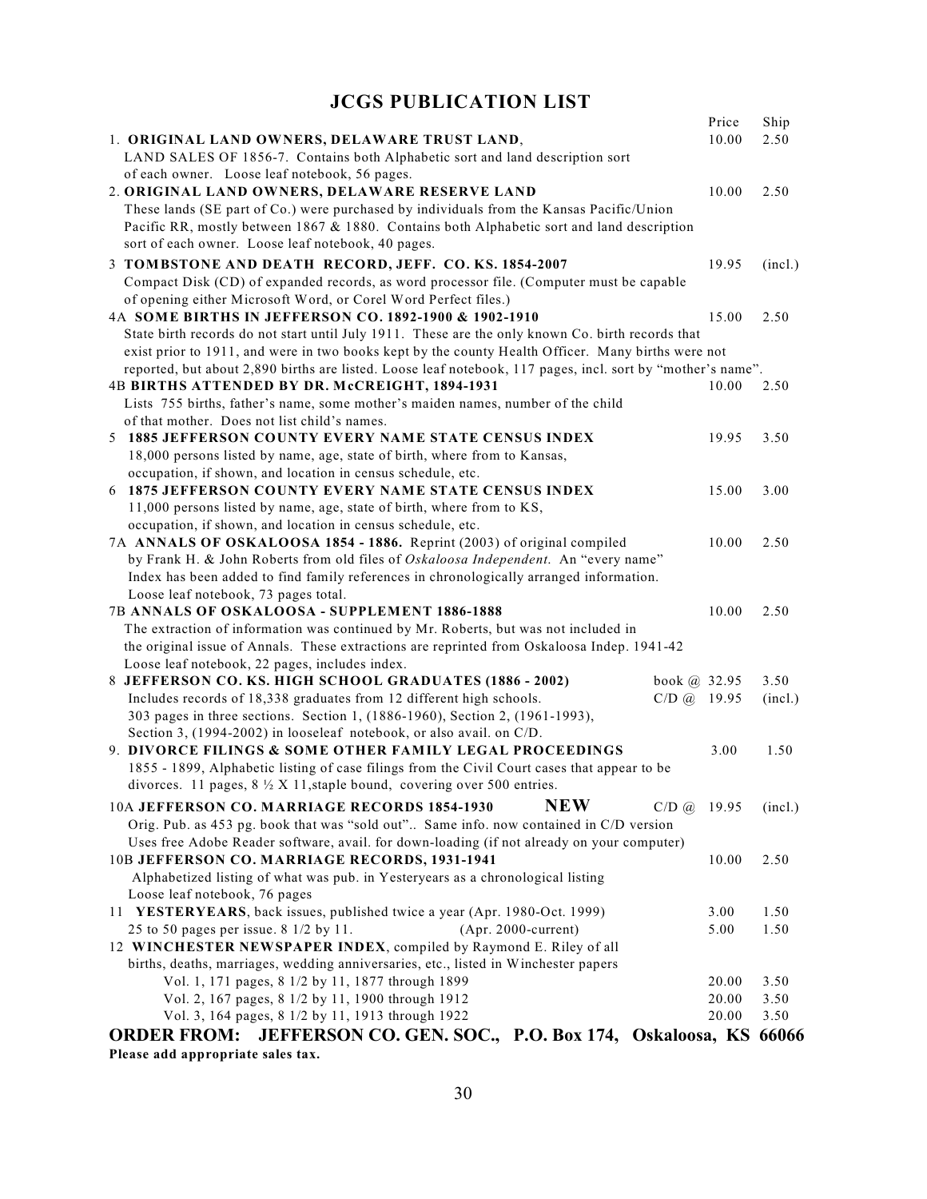# JCGS PUBLICATION LIST

| | Price | Ship |
|---|---|---|
| 1. **ORIGINAL LAND OWNERS, DELAWARE TRUST LAND**, LAND SALES OF 1856-7. Contains both Alphabetic sort and land description sort of each owner. Loose leaf notebook, 56 pages. | 10.00 | 2.50 |
| 2. **ORIGINAL LAND OWNERS, DELAWARE RESERVE LAND** These lands (SE part of Co.) were purchased by individuals from the Kansas Pacific/Union Pacific RR, mostly between 1867 & 1880. Contains both Alphabetic sort and land description sort of each owner. Loose leaf notebook, 40 pages. | 10.00 | 2.50 |
| 3 **TOMBSTONE AND DEATH RECORD, JEFF. CO. KS. 1854-2007** Compact Disk (CD) of expanded records, as word processor file. (Computer must be capable of opening either Microsoft Word, or Corel Word Perfect files.) | 19.95 | (incl.) |
| 4A **SOME BIRTHS IN JEFFERSON CO. 1892-1900 & 1902-1910** State birth records do not start until July 1911. These are the only known Co. birth records that exist prior to 1911, and were in two books kept by the county Health Officer. Many births were not reported, but about 2,890 births are listed. Loose leaf notebook, 117 pages, incl. sort by "mother's name". | 15.00 | 2.50 |
| 4B **BIRTHS ATTENDED BY DR. McCREIGHT, 1894-1931** Lists 755 births, father's name, some mother's maiden names, number of the child of that mother. Does not list child's names. | 10.00 | 2.50 |
| 5 **1885 JEFFERSON COUNTY EVERY NAME STATE CENSUS INDEX** 18,000 persons listed by name, age, state of birth, where from to Kansas, occupation, if shown, and location in census schedule, etc. | 19.95 | 3.50 |
| 6 **1875 JEFFERSON COUNTY EVERY NAME STATE CENSUS INDEX** 11,000 persons listed by name, age, state of birth, where from to KS, occupation, if shown, and location in census schedule, etc. | 15.00 | 3.00 |
| 7A **ANNALS OF OSKALOOSA 1854 - 1886.** Reprint (2003) of original compiled by Frank H. & John Roberts from old files of *Oskaloosa Independent*. An "every name" Index has been added to find family references in chronologically arranged information. Loose leaf notebook, 73 pages total. | 10.00 | 2.50 |
| 7B **ANNALS OF OSKALOOSA - SUPPLEMENT 1886-1888** The extraction of information was continued by Mr. Roberts, but was not included in the original issue of Annals. These extractions are reprinted from Oskaloosa Indep. 1941-42 Loose leaf notebook, 22 pages, includes index. | 10.00 | 2.50 |
| 8 **JEFFERSON CO. KS. HIGH SCHOOL GRADUATES (1886 - 2002)** Includes records of 18,338 graduates from 12 different high schools. 303 pages in three sections. Section 1, (1886-1960), Section 2, (1961-1993), Section 3, (1994-2002) in looseleaf notebook, or also avail. on C/D. | book @ 32.95<br>C/D @ 19.95 | 3.50<br>(incl.) |
| 9. **DIVORCE FILINGS & SOME OTHER FAMILY LEGAL PROCEEDINGS** 1855 - 1899, Alphabetic listing of case filings from the Civil Court cases that appear to be divorces. 11 pages, 8 ½ X 11, staple bound, covering over 500 entries. | 3.00 | 1.50 |
| 10A **JEFFERSON CO. MARRIAGE RECORDS 1854-1930** **NEW** Orig. Pub. as 453 pg. book that was "sold out".. Same info. now contained in C/D version Uses free Adobe Reader software, avail. for down-loading (if not already on your computer) | C/D @ 19.95 | (incl.) |
| 10B **JEFFERSON CO. MARRIAGE RECORDS, 1931-1941** Alphabetized listing of what was pub. in Yesteryears as a chronological listing Loose leaf notebook, 76 pages | 10.00 | 2.50 |
| 11 **YESTERYEARS**, back issues, published twice a year (Apr. 1980-Oct. 1999) 25 to 50 pages per issue. 8 1/2 by 11. | 3.00 | 1.50 |
| (Apr. 2000-current) | 5.00 | 1.50 |
| 12 **WINCHESTER NEWSPAPER INDEX**, compiled by Raymond E. Riley of all births, deaths, marriages, wedding anniversaries, etc., listed in Winchester papers | | |
| Vol. 1, 171 pages, 8 1/2 by 11, 1877 through 1899 | 20.00 | 3.50 |
| Vol. 2, 167 pages, 8 1/2 by 11, 1900 through 1912 | 20.00 | 3.50 |
| Vol. 3, 164 pages, 8 1/2 by 11, 1913 through 1922 | 20.00 | 3.50 |

## ORDER FROM: JEFFERSON CO. GEN. SOC., P.O. Box 174, Oskaloosa, KS 66066

**Please add appropriate sales tax.**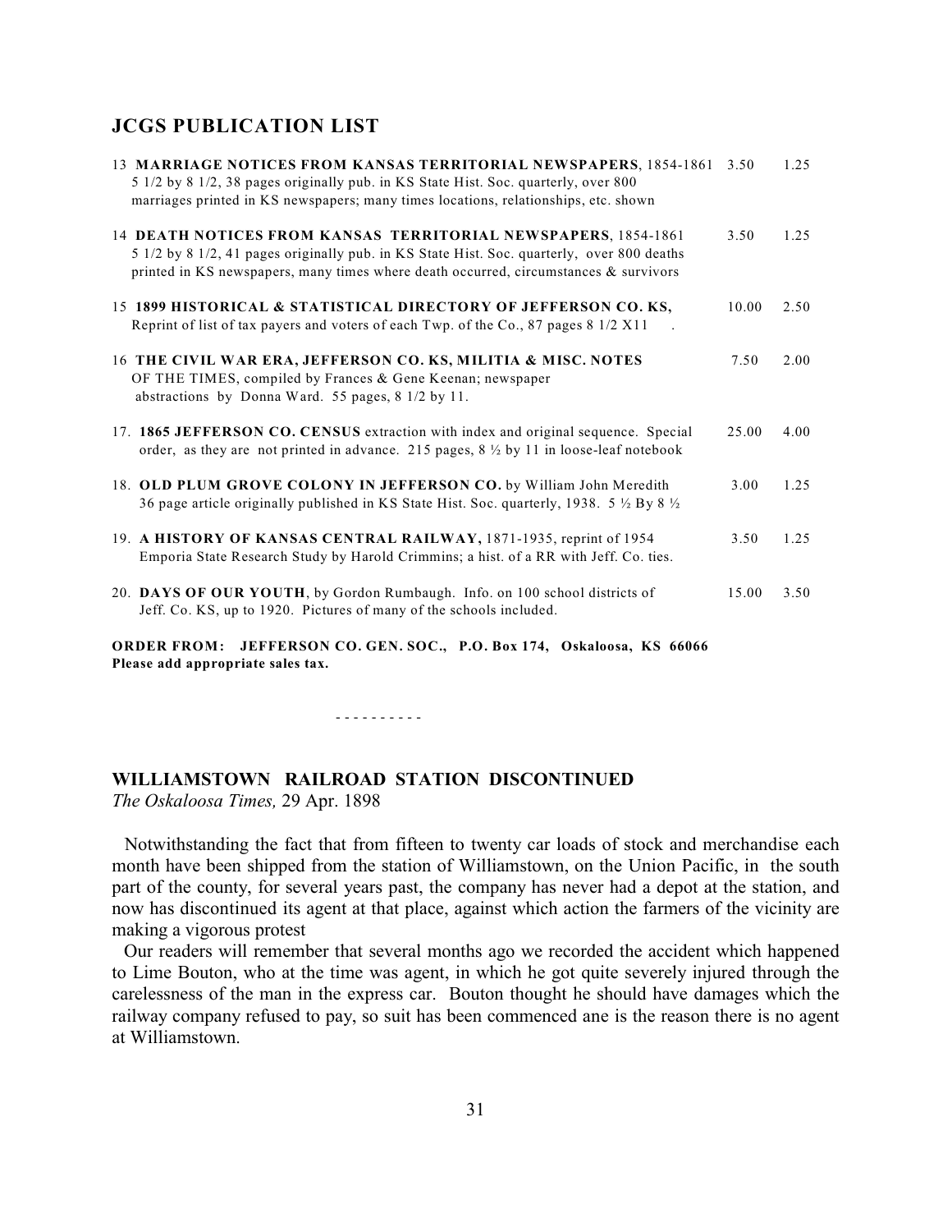## JCGS PUBLICATION LIST

| | | | |
|---|---|---|---|
| 13 | **MARRIAGE NOTICES FROM KANSAS TERRITORIAL NEWSPAPERS**, 1854-1861 5 1/2 by 8 1/2, 38 pages originally pub. in KS State Hist. Soc. quarterly, over 800 marriages printed in KS newspapers; many times locations, relationships, etc. shown | 3.50 | 1.25 |
| 14 | **DEATH NOTICES FROM KANSAS TERRITORIAL NEWSPAPERS**, 1854-1861 5 1/2 by 8 1/2, 41 pages originally pub. in KS State Hist. Soc. quarterly, over 800 deaths printed in KS newspapers, many times where death occurred, circumstances & survivors | 3.50 | 1.25 |
| 15 | **1899 HISTORICAL & STATISTICAL DIRECTORY OF JEFFERSON CO. KS,** Reprint of list of tax payers and voters of each Twp. of the Co., 87 pages 8 1/2 X11 . | 10.00 | 2.50 |
| 16 | **THE CIVIL WAR ERA, JEFFERSON CO. KS, MILITIA & MISC. NOTES OF THE TIMES**, compiled by Frances & Gene Keenan; newspaper abstractions by Donna Ward. 55 pages, 8 1/2 by 11. | 7.50 | 2.00 |
| 17. | **1865 JEFFERSON CO. CENSUS** extraction with index and original sequence. Special order, as they are not printed in advance. 215 pages, 8 ½ by 11 in loose-leaf notebook | 25.00 | 4.00 |
| 18. | **OLD PLUM GROVE COLONY IN JEFFERSON CO.** by William John Meredith 36 page article originally published in KS State Hist. Soc. quarterly, 1938. 5 ½ By 8 ½ | 3.00 | 1.25 |
| 19. | **A HISTORY OF KANSAS CENTRAL RAILWAY,** 1871-1935, reprint of 1954 Emporia State Research Study by Harold Crimmins; a hist. of a RR with Jeff. Co. ties. | 3.50 | 1.25 |
| 20. | **DAYS OF OUR YOUTH**, by Gordon Rumbaugh. Info. on 100 school districts of Jeff. Co. KS, up to 1920. Pictures of many of the schools included. | 15.00 | 3.50 |

**ORDER FROM: JEFFERSON CO. GEN. SOC., P.O. Box 174, Oskaloosa, KS 66066**
**Please add appropriate sales tax.**

- - - - - - - - - -

### WILLIAMSTOWN RAILROAD STATION DISCONTINUED

*The Oskaloosa Times,* 29 Apr. 1898

Notwithstanding the fact that from fifteen to twenty car loads of stock and merchandise each month have been shipped from the station of Williamstown, on the Union Pacific, in the south part of the county, for several years past, the company has never had a depot at the station, and now has discontinued its agent at that place, against which action the farmers of the vicinity are making a vigorous protest

Our readers will remember that several months ago we recorded the accident which happened to Lime Bouton, who at the time was agent, in which he got quite severely injured through the carelessness of the man in the express car. Bouton thought he should have damages which the railway company refused to pay, so suit has been commenced ane is the reason there is no agent at Williamstown.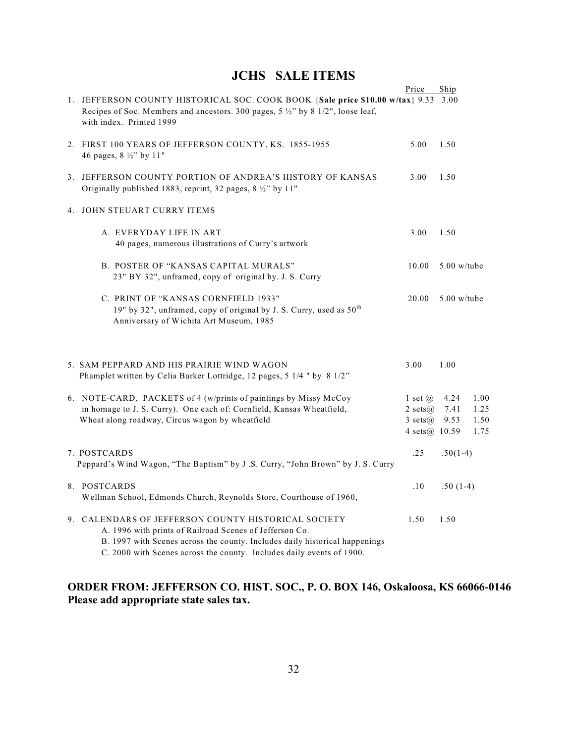# JCHS SALE ITEMS

| | Price | Ship |
|---|---|---|
| 1. JEFFERSON COUNTY HISTORICAL SOC. COOK BOOK {**Sale price \$10.00 w/tax**} Recipes of Soc. Members and ancestors. 300 pages, 5 ½" by 8 1/2", loose leaf, with index. Printed 1999 | 9.33 | 3.00 |
| 2. FIRST 100 YEARS OF JEFFERSON COUNTY, KS. 1855-1955 46 pages, 8 ½" by 11" | 5.00 | 1.50 |
| 3. JEFFERSON COUNTY PORTION OF ANDREA'S HISTORY OF KANSAS Originally published 1883, reprint, 32 pages, 8 ½" by 11" | 3.00 | 1.50 |
| 4. JOHN STEUART CURRY ITEMS | | |
| A. EVERYDAY LIFE IN ART 40 pages, numerous illustrations of Curry's artwork | 3.00 | 1.50 |
| B. POSTER OF "KANSAS CAPITAL MURALS" 23" BY 32", unframed, copy of original by. J. S. Curry | 10.00 | 5.00 w/tube |
| C. PRINT OF "KANSAS CORNFIELD 1933" 19" by 32", unframed, copy of original by J. S. Curry, used as 50th Anniversary of Wichita Art Museum, 1985 | 20.00 | 5.00 w/tube |
| 5. SAM PEPPARD AND HIS PRAIRIE WIND WAGON Phamplet written by Celia Barker Lottridge, 12 pages, 5 1/4 " by 8 1/2" | 3.00 | 1.00 |
| 6. NOTE-CARD, PACKETS of 4 (w/prints of paintings by Missy McCoy in homage to J. S. Curry). One each of: Cornfield, Kansas Wheatfield, Wheat along roadway, Circus wagon by wheatfield | 1 set @ 4.24 | 1.00 |
| | 2 sets@ 7.41 | 1.25 |
| | 3 sets@ 9.53 | 1.50 |
| | 4 sets@ 10.59 | 1.75 |
| 7. POSTCARDS Peppard's Wind Wagon, "The Baptism" by J .S. Curry, "John Brown" by J. S. Curry | .25 | .50(1-4) |
| 8. POSTCARDS Wellman School, Edmonds Church, Reynolds Store, Courthouse of 1960, | .10 | .50 (1-4) |
| 9. CALENDARS OF JEFFERSON COUNTY HISTORICAL SOCIETY A. 1996 with prints of Railroad Scenes of Jefferson Co. B. 1997 with Scenes across the county. Includes daily historical happenings C. 2000 with Scenes across the county. Includes daily events of 1900. | 1.50 | 1.50 |

**ORDER FROM: JEFFERSON CO. HIST. SOC., P. O. BOX 146, Oskaloosa, KS 66066-0146**
**Please add appropriate state sales tax.**